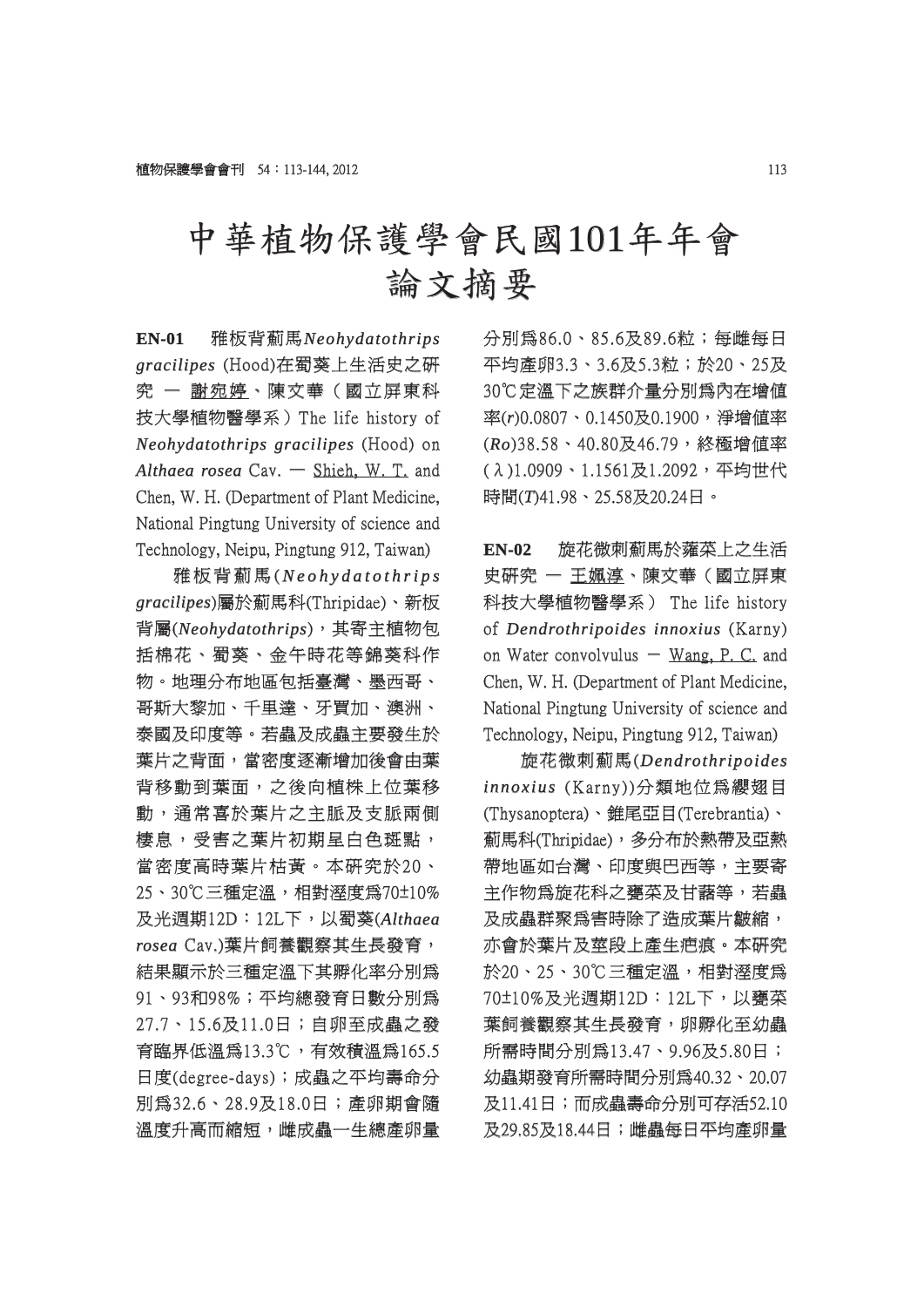# 中華植物保護學會民國101年年會論文摘要

**EN-01** 雅板背薊馬*Neohydatothrips gracilipes* (Hood)在蜀葵上生活史之研究 — 謝宛婷、陳文華（國立屏東科技大學植物醫學系）The life history of *Neohydatothrips gracilipes* (Hood) on *Althaea rosea* Cav. — Shieh, W. T. and Chen, W. H. (Department of Plant Medicine, National Pingtung University of science and Technology, Neipu, Pingtung 912, Taiwan)

雅板背薊馬(*Neohydatothrips gracilipes*)屬於薊馬科(Thripidae)、新板背屬(*Neohydatothrips*)，其寄主植物包括棉花、蜀葵、金午時花等錦葵科作物。地理分布地區包括臺灣、墨西哥、哥斯大黎加、千里達、牙買加、澳洲、泰國及印度等。若蟲及成蟲主要發生於葉片之背面，當密度逐漸增加後會由葉背移動到葉面，之後向植株上位葉移動，通常害於葉片之主脈及支脈兩側棲息，受害之葉片初期呈白色斑點，當密度高時葉片枯黃。本研究於20、25、30℃三種定溫，相對溼度為70±10%及光週期12D：12L下，以蜀葵(*Althaea rosea* Cav.)葉片飼養觀察其生長發育，結果顯示於三種定溫下其孵化率分別為91、93和98%；平均總發育日數分別為27.7、15.6及11.0日；自卵至成蟲之發育臨界低溫為13.3℃，有效積溫為165.5日度(degree-days)；成蟲之平均壽命分別為32.6、28.9及18.0日；產卵期會隨溫度升高而縮短，雌成蟲一生總產卵量分別為86.0、85.6及89.6粒；每雌每日平均產卵3.3、3.6及5.3粒；於20、25及30℃定溫下之族群介量分別為內在增值率($r$)0.0807、0.1450及0.1900，淨增值率($Ro$)38.58、40.80及46.79，終極增值率($\lambda$)1.0909、1.1561及1.2092，平均世代時間($T$)41.98、25.58及20.24日。

**EN-02** 旋花微刺薊馬於蕹菜上之生活史研究 — 王姵淳、陳文華（國立屏東科技大學植物醫學系） The life history of *Dendrothripoides innoxius* (Karny) on Water convolvulus — Wang, P. C. and Chen, W. H. (Department of Plant Medicine, National Pingtung University of science and Technology, Neipu, Pingtung 912, Taiwan)

旋花微刺薊馬(*Dendrothripoides innoxius* (Karny))分類地位為纓翅目(Thysanoptera)、錐尾亞目(Terebrantia)、薊馬科(Thripidae)，多分布於熱帶及亞熱帶地區如台灣、印度與巴西等，主要寄主作物為旋花科之蕹菜及甘藷等，若蟲及成蟲群聚為害時除了造成葉片皺縮，亦會於葉片及莖段上產生疤痕。本研究於20、25、30℃三種定溫，相對溼度為70±10%及光週期12D：12L下，以蕹菜葉飼養觀察其生長發育，卵孵化至幼蟲所需時間分別為13.47、9.96及5.80日；幼蟲期發育所需時間分別為40.32、20.07及11.41日；而成蟲壽命分別可存活52.10及29.85及18.44日；雌蟲每日平均產卵量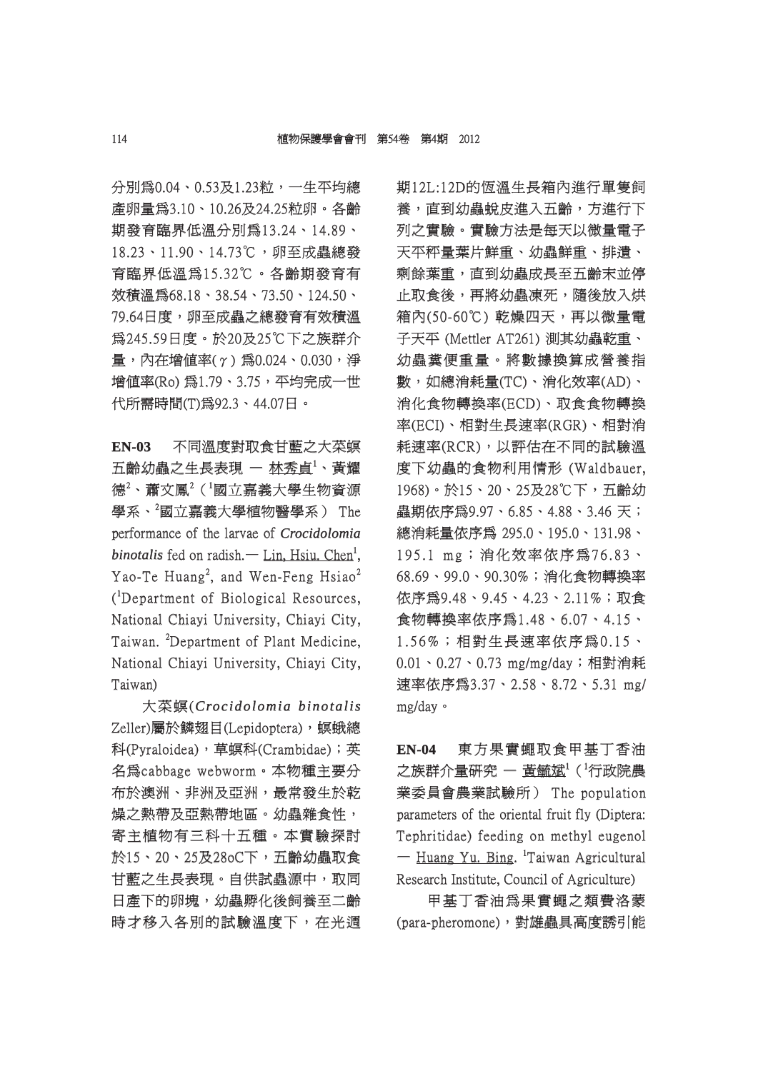分別為0.04、0.53及1.23粒，一生平均總產卵量為3.10、10.26及24.25粒卵。各齡期發育臨界低溫分別為13.24、14.89、18.23、11.90、14.73℃，卵至成蟲總發育臨界低溫為15.32℃。各齡期發育有效積溫為68.18、38.54、73.50、124.50、79.64日度，卵至成蟲之總發育有效積溫為245.59日度。於20及25℃下之族群介量，內在增值率($\gamma$) 為0.024、0.030，淨增值率(Ro) 為1.79、3.75，平均完成一世代所需時間(T)為92.3、44.07日。

**EN-03**　不同溫度對取食甘藍之大菜螟五齡幼蟲之生長表現 — 林秀貞[1]、黃耀德[2]、蕭文鳳[2]（[1]國立嘉義大學生物資源學系、[2]國立嘉義大學植物醫學系） The performance of the larvae of ***Crocidolomia binotalis*** fed on radish.— Lin, Hsiu. Chen[1], Yao-Te Huang[2], and Wen-Feng Hsiao[2] ([1]Department of Biological Resources, National Chiayi University, Chiayi City, Taiwan. [2]Department of Plant Medicine, National Chiayi University, Chiayi City, Taiwan)

大菜螟(***Crocidolomia binotalis*** Zeller)屬於鱗翅目(Lepidoptera)，螟蛾總科(Pyraloidea)，草螟科(Crambidae)；英名為cabbage webworm。本物種主要分布於澳洲、非洲及亞洲，最常發生於乾燥之熱帶及亞熱帶地區。幼蟲雜食性，寄主植物有三科十五種。本實驗探討於15、20、25及28oC下，五齡幼蟲取食甘藍之生長表現。自供試蟲源中，取同日產下的卵塊，幼蟲孵化後飼養至二齡時才移入各別的試驗溫度下，在光週期12L:12D的恆溫生長箱內進行單隻飼養，直到幼蟲蛻皮進入五齡，方進行下列之實驗。實驗方法是每天以微量電子天平秤量葉片鮮重、幼蟲鮮重、排遺、剩餘葉重，直到幼蟲成長至五齡末並停止取食後，再將幼蟲凍死，隨後放入烘箱內(50-60℃) 乾燥四天，再以微量電子天平 (Mettler AT261) 測其幼蟲乾重、幼蟲糞便重量。將數據換算成營養指數，如總消耗量(TC)、消化效率(AD)、消化食物轉換率(ECD)、取食食物轉換率(ECI)、相對生長速率(RGR)、相對消耗速率(RCR)，以評估在不同的試驗溫度下幼蟲的食物利用情形 (Waldbauer, 1968)。於15、20、25及28℃下，五齡幼蟲期依序為9.97、6.85、4.88、3.46 天；總消耗量依序為 295.0、195.0、131.98、195.1 mg；消化效率依序為76.83、68.69、99.0、90.30%；消化食物轉換率依序為9.48、9.45、4.23、2.11%；取食食物轉換率依序為1.48、6.07、4.15、1.56%；相對生長速率依序為0.15、0.01、0.27、0.73 mg/mg/day；相對消耗速率依序為3.37、2.58、8.72、5.31 mg/mg/day。

**EN-04**　東方果實蠅取食甲基丁香油之族群介量研究 — 黃毓斌[1]（[1]行政院農業委員會農業試驗所） The population parameters of the oriental fruit fly (Diptera: Tephritidae) feeding on methyl eugenol — Huang Yu. Bing. [1]Taiwan Agricultural Research Institute, Council of Agriculture)

甲基丁香油為果實蠅之類費洛蒙(para-pheromone)，對雄蟲具高度誘引能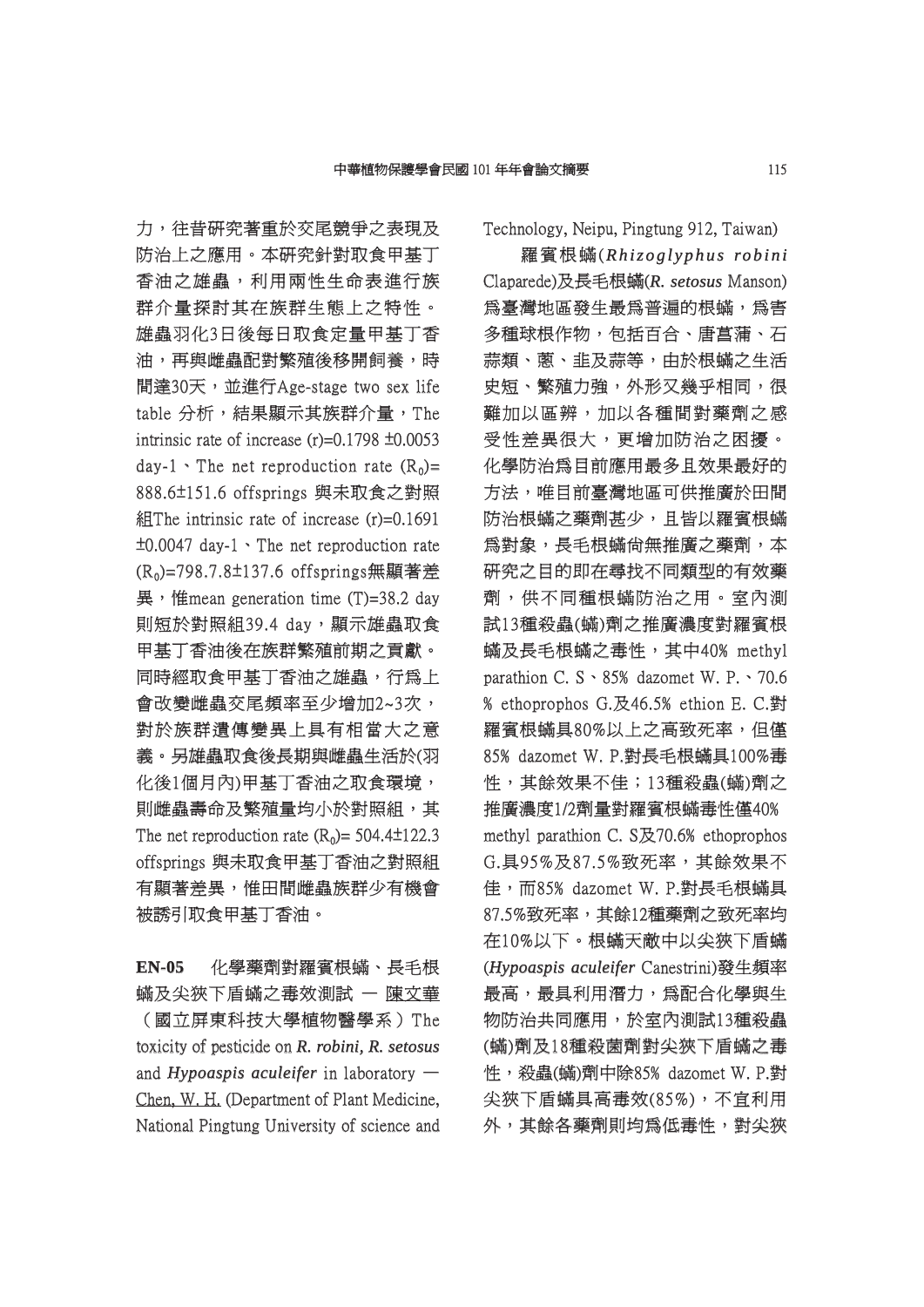力，往昔研究著重於交尾競爭之表現及防治上之應用。本研究針對取食甲基丁香油之雄蟲，利用兩性生命表進行族群介量探討其在族群生態上之特性。雄蟲羽化3日後每日取食定量甲基丁香油，再與雌蟲配對繁殖後移開飼養，時間達30天，並進行Age-stage two sex life table 分析，結果顯示其族群介量，The intrinsic rate of increase (r)=0.1798 ±0.0053 day-1、The net reproduction rate ($R_0$)= 888.6±151.6 offsprings 與未取食之對照組The intrinsic rate of increase (r)=0.1691 ±0.0047 day-1、The net reproduction rate ($R_0$)=798.7.8±137.6 offsprings無顯著差異，惟mean generation time (T)=38.2 day則短於對照組39.4 day，顯示雄蟲取食甲基丁香油後在族群繁殖前期之貢獻。同時經取食甲基丁香油之雄蟲，行為上會改變雌蟲交尾頻率至少增加2~3次，對於族群遺傳變異上具有相當大之意義。另雄蟲取食後長期與雌蟲生活於(羽化後1個月內)甲基丁香油之取食環境，則雌蟲壽命及繁殖量均小於對照組，其The net reproduction rate ($R_0$)= 504.4±122.3 offsprings 與未取食甲基丁香油之對照組有顯著差異，惟田間雌蟲族群少有機會被誘引取食甲基丁香油。

**EN-05** 化學藥劑對羅賓根蟎、長毛根蟎及尖狹下盾蟎之毒效測試 — 陳文華（國立屏東科技大學植物醫學系）The toxicity of pesticide on ***R. robini, R. setosus*** and ***Hypoaspis aculeifer*** in laboratory — Chen, W. H. (Department of Plant Medicine, National Pingtung University of science and Technology, Neipu, Pingtung 912, Taiwan)

羅賓根蟎(***Rhizoglyphus robini*** Claparede)及長毛根蟎(***R. setosus*** Manson)為臺灣地區發生最為普遍的根蟎，為害多種球根作物，包括百合、唐菖蒲、石蒜類、蔥、韭及蒜等，由於根蟎之生活史短、繁殖力強，外形又幾乎相同，很難加以區辨，加以各種間對藥劑之感受性差異很大，更增加防治之困擾。化學防治為目前應用最多且效果最好的方法，唯目前臺灣地區可供推廣於田間防治根蟎之藥劑甚少，且皆以羅賓根蟎為對象，長毛根蟎尚無推廣之藥劑，本研究之目的即在尋找不同類型的有效藥劑，供不同種根蟎防治之用。室內測試13種殺蟲(蟎)劑之推廣濃度對羅賓根蟎及長毛根蟎之毒性，其中40% methyl parathion C. S、85% dazomet W. P.、70.6 % ethoprophos G.及46.5% ethion E. C.對羅賓根蟎具80%以上之高致死率，但僅85% dazomet W. P.對長毛根蟎具100%毒性，其餘效果不佳；13種殺蟲(蟎)劑之推廣濃度1/2劑量對羅賓根蟎毒性僅40% methyl parathion C. S及70.6% ethoprophos G.具95%及87.5%致死率，其餘效果不佳，而85% dazomet W. P.對長毛根蟎具87.5%致死率，其餘12種藥劑之致死率均在10%以下。根蟎天敵中以尖狹下盾蟎(***Hypoaspis aculeifer*** Canestrini)發生頻率最高，最具利用潛力，為配合化學與生物防治共同應用，於室內測試13種殺蟲(蟎)劑及18種殺菌劑對尖狹下盾蟎之毒性，殺蟲(蟎)劑中除85% dazomet W. P.對尖狹下盾蟎具高毒效(85%)，不宜利用外，其餘各藥劑則均為低毒性，對尖狹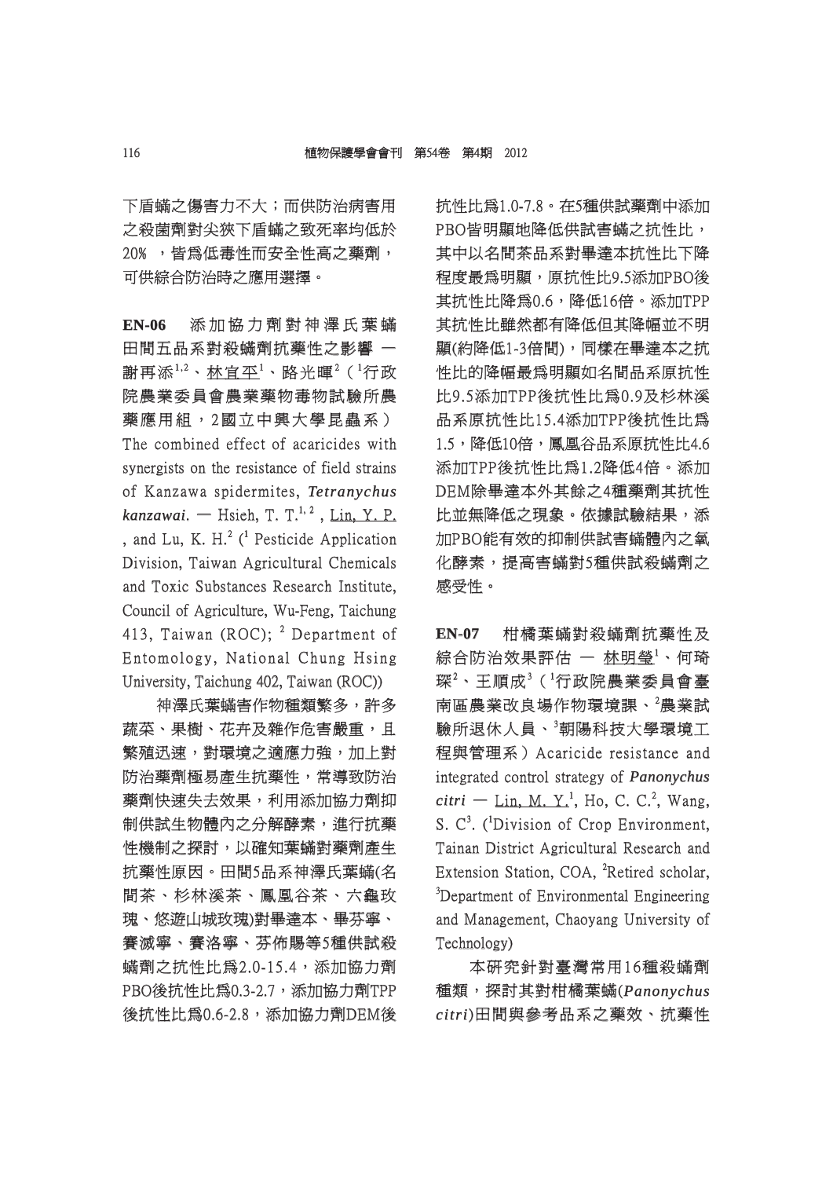下盾蟎之傷害力不大；而供防治病害用之殺菌劑對尖狹下盾蟎之致死率均低於20% ，皆為低毒性而安全性高之藥劑，可供綜合防治時之應用選擇。

**EN-06** 添加協力劑對神澤氏葉蟎田間五品系對殺蟎劑抗藥性之影響 — 謝再添[1,2]、林宜平[1]、路光暉[2]（[1]行政院農業委員會農業藥物毒物試驗所農藥應用組，2國立中興大學昆蟲系）The combined effect of acaricides with synergists on the resistance of field strains of Kanzawa spidermites, ***Tetranychus kanzawai***. — Hsieh, T. T.[1,2], Lin, Y. P., and Lu, K. H.[2] ([1] Pesticide Application Division, Taiwan Agricultural Chemicals and Toxic Substances Research Institute, Council of Agriculture, Wu-Feng, Taichung 413, Taiwan (ROC); [2] Department of Entomology, National Chung Hsing University, Taichung 402, Taiwan (ROC))

神澤氏葉蟎害作物種類繁多，許多蔬菜、果樹、花卉及雜作危害嚴重，且繁殖迅速，對環境之適應力強，加上對防治藥劑極易產生抗藥性，常導致防治藥劑快速失去效果，利用添加協力劑抑制供試生物體內之分解酵素，進行抗藥性機制之探討，以確知葉蟎對藥劑產生抗藥性原因。田間5品系神澤氏葉蟎(名間茶、杉林溪茶、鳳凰谷茶、六龜玫瑰、悠遊山城玫瑰)對畢達本、畢芬寧、賽滅寧、賽洛寧、芬佈賜等5種供試殺蟎劑之抗性比為2.0-15.4，添加協力劑PBO後抗性比為0.3-2.7，添加協力劑TPP後抗性比為0.6-2.8，添加協力劑DEM後抗性比為1.0-7.8。在5種供試藥劑中添加PBO皆明顯地降低供試害蟎之抗性比，其中以名間茶品系對畢達本抗性比下降程度最為明顯，原抗性比9.5添加PBO後其抗性比降為0.6，降低16倍。添加TPP其抗性比雖然都有降低但其降幅並不明顯(約降低1-3倍間)，同樣在畢達本之抗性比的降幅最為明顯如名間品系原抗性比9.5添加TPP後抗性比為0.9及杉林溪品系原抗性比15.4添加TPP後抗性比為1.5，降低10倍，鳳凰谷品系原抗性比4.6添加TPP後抗性比為1.2降低4倍。添加DEM除畢達本外其餘之4種藥劑其抗性比並無降低之現象。依據試驗結果，添加PBO能有效的抑制供試害蟎體內之氧化酵素，提高害蟎對5種供試殺蟎劑之感受性。

**EN-07** 柑橘葉蟎對殺蟎劑抗藥性及綜合防治效果評估 — 林明瑩[1]、何琦琛[2]、王順成[3]（[1]行政院農業委員會臺南區農業改良場作物環境課、[2]農業試驗所退休人員、[3]朝陽科技大學環境工程與管理系）Acaricide resistance and integrated control strategy of ***Panonychus citri*** — Lin, M. Y.[1], Ho, C. C.[2], Wang, S. C[3]. ([1]Division of Crop Environment, Tainan District Agricultural Research and Extension Station, COA, [2]Retired scholar, [3]Department of Environmental Engineering and Management, Chaoyang University of Technology)

本研究針對臺灣常用16種殺蟎劑種類，探討其對柑橘葉蟎(*Panonychus citri*)田間與參考品系之藥效、抗藥性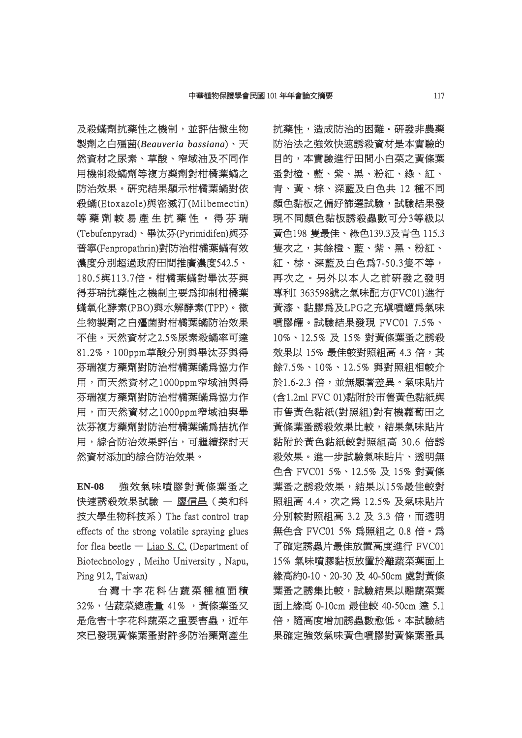及殺蟎劑抗藥性之機制，並評估微生物製劑之白殭菌(*Beauveria bassiana*)、天然資材之尿素、草酸、窄域油及不同作用機制殺蟎劑等複方藥劑對柑橘葉蟎之防治效果。研究結果顯示柑橘葉蟎對依殺蟎(Etoxazole)與密滅汀(Milbemectin)等藥劑較易產生抗藥性。得芬瑞(Tebufenpyrad)、畢汰芬(Pyrimidifen)與芬普寧(Fenpropathrin)對防治柑橘葉蟎有效濃度分別超過政府田間推廣濃度542.5、180.5與113.7倍。柑橘葉蟎對畢汰芬與得芬瑞抗藥性之機制主要爲抑制柑橘葉蟎氧化酵素(PBO)與水解酵素(TPP)。微生物製劑之白殭菌對柑橘葉蟎防治效果不佳。天然資材之2.5%尿素殺蟎率可達81.2%，100ppm草酸分別與畢汰芬與得芬瑞複方藥劑對防治柑橘葉蟎爲協力作用，而天然資材之1000ppm窄域油與得芬瑞複方藥劑對防治柑橘葉蟎爲協力作用，而天然資材之1000ppm窄域油與畢汰芬複方藥劑對防治柑橘葉蟎爲拮抗作用，綜合防治效果評估，可繼續探討天然資材添加的綜合防治效果。

**EN-08** 強效氣味噴膠對黃條葉蚤之快速誘殺效果試驗 — 廖信昌（美和科技大學生物科技系）The fast control trap effects of the strong volatile spraying glues for flea beetle — Liao S. C. (Department of Biotechnology , Meiho University , Napu, Ping 912, Taiwan)

台灣十字花科佔蔬菜種植面積32%，佔蔬菜總產量 41% ，黃條葉蚤又是危害十字花科蔬菜之重要害蟲，近年來已發現黃條葉蚤對許多防治藥劑產生抗藥性，造成防治的困難。研發非農藥防治法之強效快速誘殺資材是本實驗的目的，本實驗進行田間小白菜之黃條葉蚤對橙、藍、紫、黑、粉紅、綠、紅、青、黃、棕、深藍及白色共 12 種不同顏色黏板之偏好篩選試驗，試驗結果發現不同顏色黏板誘殺蟲數可分3等級以黃色198 隻最佳、綠色139.3及青色 115.3隻次之，其餘橙、藍、紫、黑、粉紅、紅、棕、深藍及白色爲7-50.3隻不等，再次之。另外以本人之前研發之發明專利I 363598號之氣味配方(FVC01)進行黃漆、黏膠爲及LPG之充填噴罐爲氣味噴膠罐。試驗結果發現 FVC01 7.5%、10%、12.5% 及 15% 對黃條葉蚤之誘殺效果以 15% 最佳較對照組高 4.3 倍，其餘7.5%、10%、12.5% 與對照組相較介於1.6-2.3 倍，並無顯著差異。氣味貼片(含1.2ml FVC 01)黏附於市售黃色黏紙與市售黃色黏紙(對照組)對有機蘿蔔田之黃條葉蚤誘殺效果比較，結果氣味貼片黏附於黃色黏紙較對照組高 30.6 倍誘殺效果。進一步試驗氣味貼片、透明無色含 FVC01 5%、12.5% 及 15% 對黃條葉蚤之誘殺效果，結果以15%最佳較對照組高 4.4，次之爲 12.5% 及氣味貼片分別較對照組高 3.2 及 3.3 倍，而透明無色含 FVC01 5% 爲照組之 0.8 倍。爲了確定誘蟲片最佳放置高度進行 FVC01 15% 氣味噴膠黏板放置於離蔬菜葉面上緣高約0-10、20-30 及 40-50cm 處對黃條葉蚤之誘集比較，試驗結果以離蔬菜葉面上緣高 0-10cm 最佳較 40-50cm 達 5.1倍，隨高度增加誘蟲數愈低。本試驗結果確定強效氣味黃色噴膠對黃條葉蚤具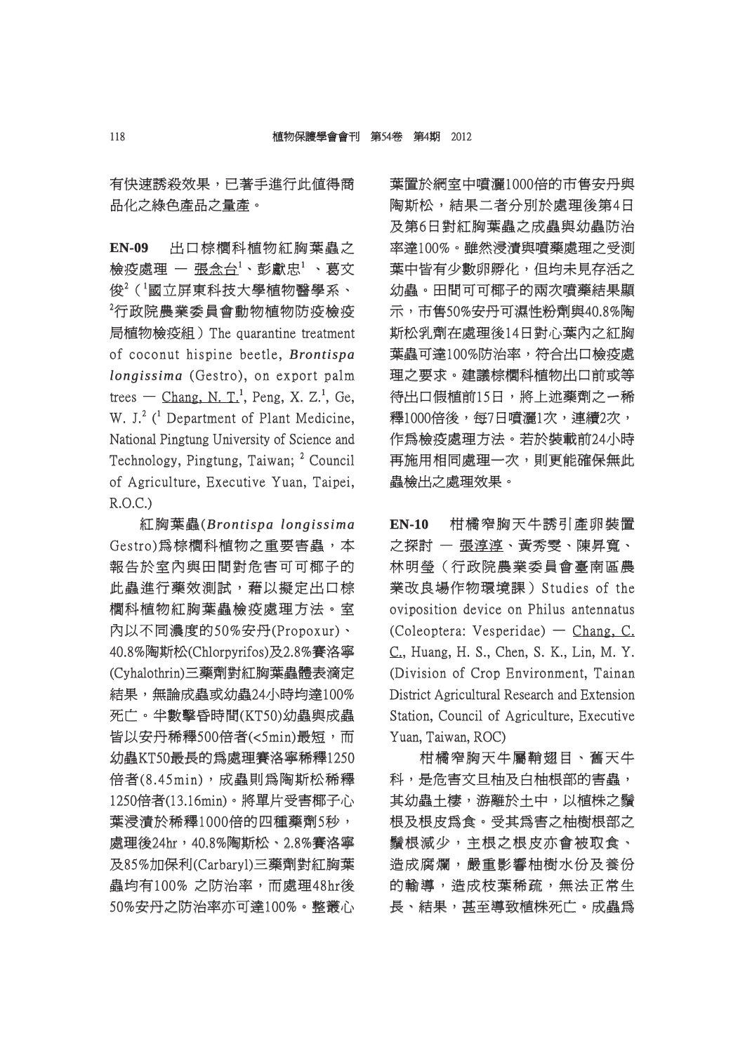有快速誘殺效果，已著手進行此值得商品化之綠色產品之量產。

**EN-09** 出口棕櫚科植物紅胸葉蟲之檢疫處理 — 張念台[1]、彭獻忠[1]、葛文俊[2]（[1]國立屏東科技大學植物醫學系、[2]行政院農業委員會動物植物防疫檢疫局植物檢疫組）The quarantine treatment of coconut hispine beetle, ***Brontispa longissima*** (Gestro), on export palm trees — Chang, N. T.[1], Peng, X. Z.[1], Ge, W. J.[2] ([1] Department of Plant Medicine, National Pingtung University of Science and Technology, Pingtung, Taiwan; [2] Council of Agriculture, Executive Yuan, Taipei, R.O.C.)

紅胸葉蟲(***Brontispa longissima*** Gestro)為棕櫚科植物之重要害蟲，本報告於室內與田間對危害可可椰子的此蟲進行藥效測試，藉以擬定出口棕櫚科植物紅胸葉蟲檢疫處理方法。室內以不同濃度的50%安丹(Propoxur)、40.8%陶斯松(Chlorpyrifos)及2.8%賽洛寧(Cyhalothrin)三藥劑對紅胸葉蟲體表滴定結果，無論成蟲或幼蟲24小時均達100%死亡。半數擊昏時間(KT50)幼蟲與成蟲皆以安丹稀釋500倍者(<5min)最短，而幼蟲KT50最長的為處理賽洛寧稀釋1250倍者(8.45min)，成蟲則為陶斯松稀釋1250倍者(13.16min)。將單片受害椰子心葉浸漬於稀釋1000倍的四種藥劑5秒，處理後24hr，40.8%陶斯松、2.8%賽洛寧及85%加保利(Carbaryl)三藥劑對紅胸葉蟲均有100% 之防治率，而處理48hr後50%安丹之防治率亦可達100%。整叢心葉置於網室中噴灑1000倍的市售安丹與陶斯松，結果二者分別於處理後第4日及第6日對紅胸葉蟲之成蟲與幼蟲防治率達100%。雖然浸漬與噴藥處理之受測葉中皆有少數卵孵化，但均未見存活之幼蟲。田間可可椰子的兩次噴藥結果顯示，市售50%安丹可濕性粉劑與40.8%陶斯松乳劑在處理後14日對心葉內之紅胸葉蟲可達100%防治率，符合出口檢疫處理之要求。建議棕櫚科植物出口前或等待出口假植前15日，將上述藥劑之一稀釋1000倍後，每7日噴灑1次，連續2次，作為檢疫處理方法。若於裝載前24小時再施用相同處理一次，則更能確保無此蟲檢出之處理效果。

**EN-10** 柑橘窄胸天牛誘引產卵裝置之探討 — 張淳淳、黃秀雯、陳昇寬、林明瑩（行政院農業委員會臺南區農業改良場作物環境課）Studies of the oviposition device on Philus antennatus (Coleoptera: Vesperidae) — Chang, C. C., Huang, H. S., Chen, S. K., Lin, M. Y. (Division of Crop Environment, Tainan District Agricultural Research and Extension Station, Council of Agriculture, Executive Yuan, Taiwan, ROC)

柑橘窄胸天牛屬鞘翅目、舊天牛科，是危害文旦柚及白柚根部的害蟲，其幼蟲土棲，游離於土中，以植株之鬚根及根皮為食。受其為害之柚樹根部之鬚根減少，主根之根皮亦會被取食、造成腐爛，嚴重影響柚樹水份及養份的輸導，造成枝葉稀疏，無法正常生長、結果，甚至導致植株死亡。成蟲為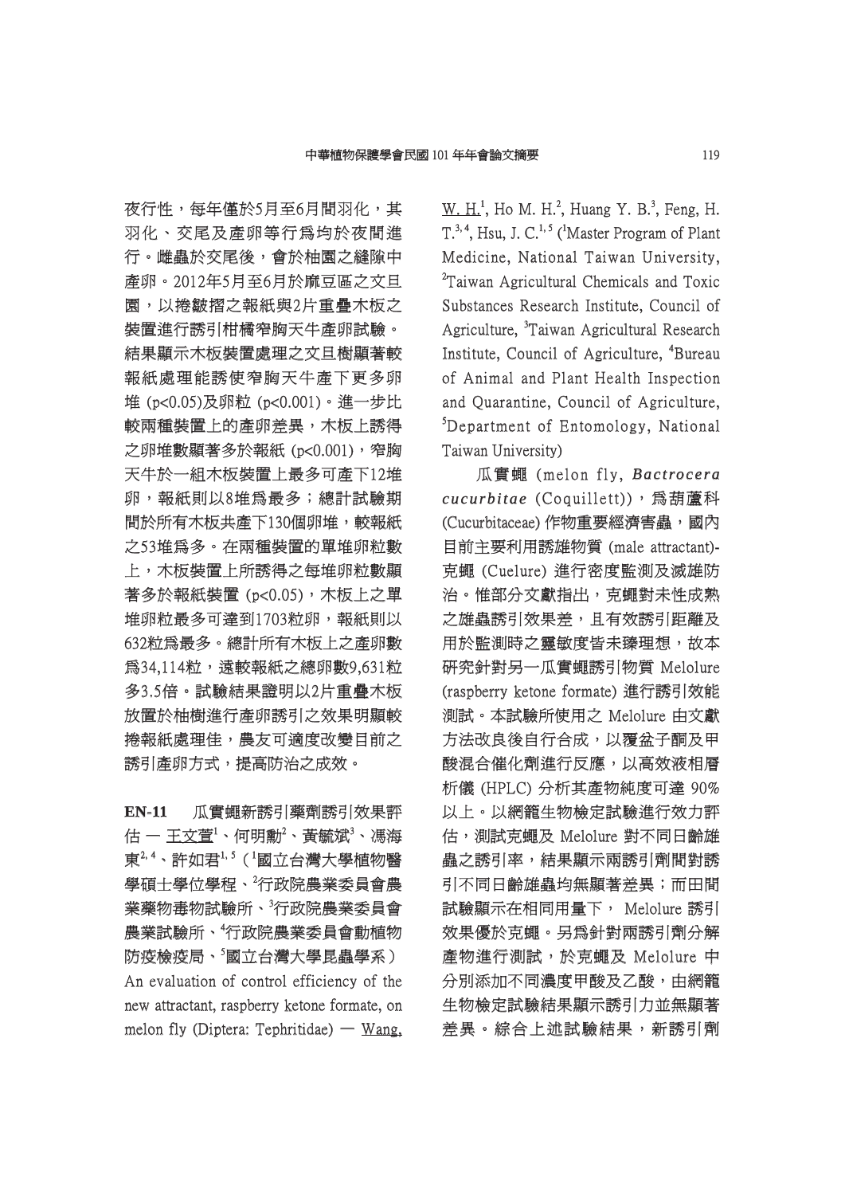夜行性，每年僅於5月至6月間羽化，其羽化、交尾及產卵等行為均於夜間進行。雌蟲於交尾後，會於柚園之縫隙中產卵。2012年5月至6月於麻豆區之文旦園，以捲皺摺之報紙與2片重疊木板之裝置進行誘引柑橘窄胸天牛產卵試驗。結果顯示木板裝置處理之文旦樹顯著較報紙處理能誘使窄胸天牛產下更多卵堆 (p<0.05)及卵粒 (p<0.001)。進一步比較兩種裝置上的產卵差異，木板上誘得之卵堆數顯著多於報紙 (p<0.001)，窄胸天牛於一組木板裝置上最多可產下12堆卵，報紙則以8堆為最多；總計試驗期間於所有木板共產下130個卵堆，較報紙之53堆為多。在兩種裝置的單堆卵粒數上，木板裝置上所誘得之每堆卵粒數顯著多於報紙裝置 (p<0.05)，木板上之單堆卵粒最多可達到1703粒卵，報紙則以632粒為最多。總計所有木板上之產卵數為34,114粒，遠較報紙之總卵數9,631粒多3.5倍。試驗結果證明以2片重疊木板放置於柚樹進行產卵誘引之效果明顯較捲報紙處理佳，農友可適度改變目前之誘引產卵方式，提高防治之成效。

**EN-11** 瓜實蠅新誘引藥劑誘引效果評估 — 王文萱[1]、何明勳[2]、黃毓斌[3]、馮海東[2,4]、許如君[1,5]（[1]國立台灣大學植物醫學碩士學位學程、[2]行政院農業委員會農業藥物毒物試驗所、[3]行政院農業委員會農業試驗所、[4]行政院農業委員會動植物防疫檢疫局、[5]國立台灣大學昆蟲學系）

An evaluation of control efficiency of the new attractant, raspberry ketone formate, on melon fly (Diptera: Tephritidae) — Wang, W. H.[1], Ho M. H.[2], Huang Y. B.[3], Feng, H. T.[3,4], Hsu, J. C.[1,5] ([1]Master Program of Plant Medicine, National Taiwan University, [2]Taiwan Agricultural Chemicals and Toxic Substances Research Institute, Council of Agriculture, [3]Taiwan Agricultural Research Institute, Council of Agriculture, [4]Bureau of Animal and Plant Health Inspection and Quarantine, Council of Agriculture, [5]Department of Entomology, National Taiwan University)

瓜實蠅 (melon fly, ***Bactrocera cucurbitae*** (Coquillett))，為葫蘆科 (Cucurbitaceae) 作物重要經濟害蟲，國內目前主要利用誘雄物質 (male attractant)-克蠅 (Cuelure) 進行密度監測及滅雄防治。惟部分文獻指出，克蠅對未性成熟之雄蟲誘引效果差，且有效誘引距離及用於監測時之靈敏度皆未臻理想，故本研究針對另一瓜實蠅誘引物質 Melolure (raspberry ketone formate) 進行誘引效能測試。本試驗所使用之 Melolure 由文獻方法改良後自行合成，以覆盆子酮及甲酸混合催化劑進行反應，以高效液相層析儀 (HPLC) 分析其產物純度可達 90% 以上。以網籠生物檢定試驗進行效力評估，測試克蠅及 Melolure 對不同日齡雄蟲之誘引率，結果顯示兩誘引劑間對誘引不同日齡雄蟲均無顯著差異；而田間試驗顯示在相同用量下， Melolure 誘引效果優於克蠅。另為針對兩誘引劑分解產物進行測試，於克蠅及 Melolure 中分別添加不同濃度甲酸及乙酸，由網籠生物檢定試驗結果顯示誘引力並無顯著差異。綜合上述試驗結果，新誘引劑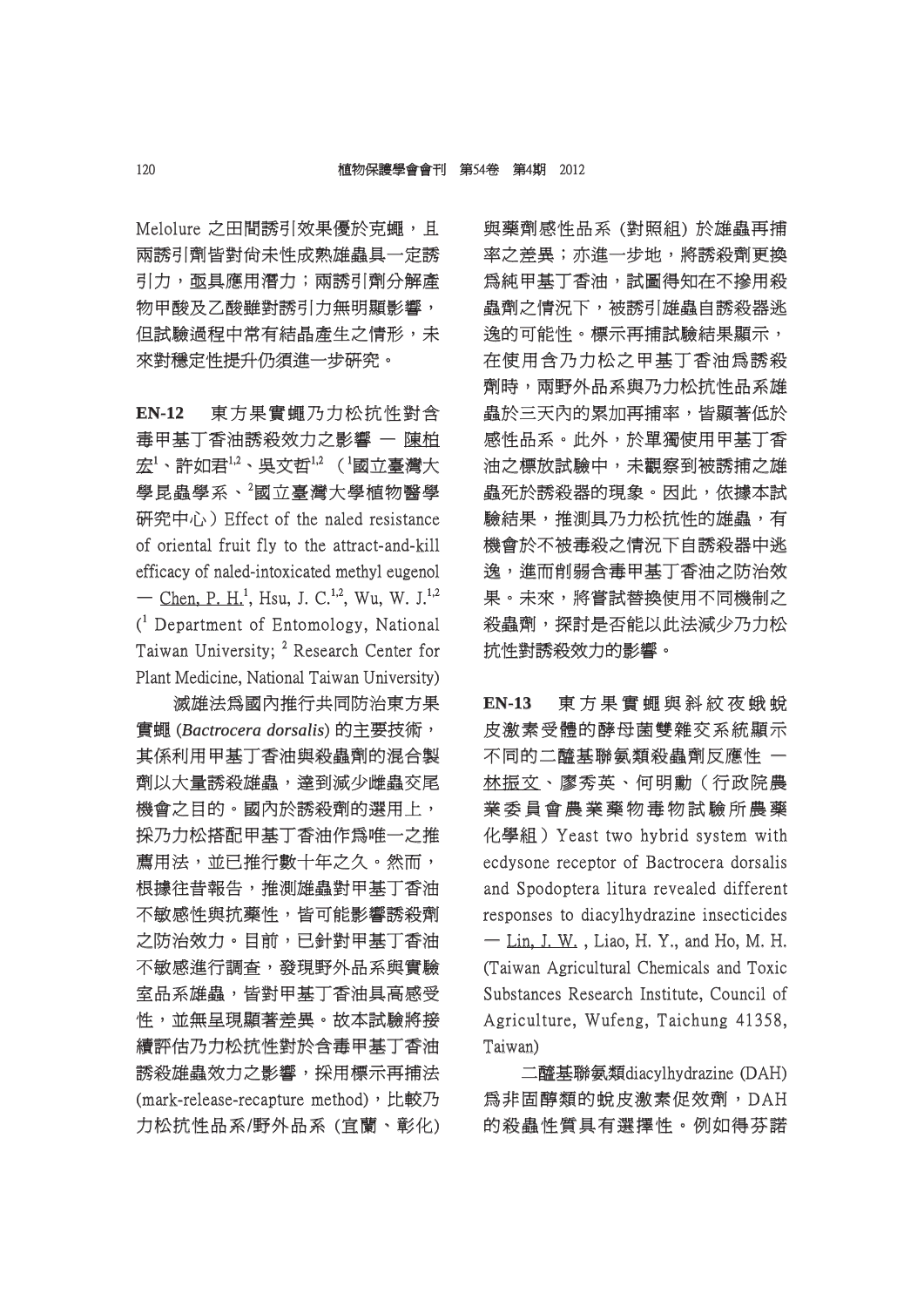Melolure 之田間誘引效果優於克蠅，且兩誘引劑皆對尚未性成熟雄蟲具一定誘引力，亟具應用潛力；兩誘引劑分解產物甲酸及乙酸雖對誘引力無明顯影響，但試驗過程中常有結晶產生之情形，未來對穩定性提升仍須進一步研究。

**EN-12** 東方果實蠅乃力松抗性對含毒甲基丁香油誘殺效力之影響 — 陳柏宏[1]、許如君[1,2]、吳文哲[1,2]（[1]國立臺灣大學昆蟲學系、[2]國立臺灣大學植物醫學研究中心）Effect of the naled resistance of oriental fruit fly to the attract-and-kill efficacy of naled-intoxicated methyl eugenol — Chen, P. H.[1], Hsu, J. C.[1,2], Wu, W. J.[1,2] ([1] Department of Entomology, National Taiwan University; [2] Research Center for Plant Medicine, National Taiwan University)

滅雄法為國內推行共同防治東方果實蠅 (*Bactrocera dorsalis*) 的主要技術，其係利用甲基丁香油與殺蟲劑的混合製劑以大量誘殺雄蟲，達到減少雌蟲交尾機會之目的。國內於誘殺劑的選用上，採乃力松搭配甲基丁香油作為唯一之推薦用法，並已推行數十年之久。然而，根據往昔報告，推測雄蟲對甲基丁香油不敏感性與抗藥性，皆可能影響誘殺劑之防治效力。目前，已針對甲基丁香油不敏感進行調查，發現野外品系與實驗室品系雄蟲，皆對甲基丁香油具高感受性，並無呈現顯著差異。故本試驗將接續評估乃力松抗性對於含毒甲基丁香油誘殺雄蟲效力之影響，採用標示再捕法 (mark-release-recapture method)，比較乃力松抗性品系/野外品系 (宜蘭、彰化) 與藥劑感性品系 (對照組) 於雄蟲再捕率之差異；亦進一步地，將誘殺劑更換為純甲基丁香油，試圖得知在不摻用殺蟲劑之情況下，被誘引雄蟲自誘殺器逃逸的可能性。標示再捕試驗結果顯示，在使用含乃力松之甲基丁香油為誘殺劑時，兩野外品系與乃力松抗性品系雄蟲於三天內的累加再捕率，皆顯著低於感性品系。此外，於單獨使用甲基丁香油之標放試驗中，未觀察到被誘捕之雄蟲死於誘殺器的現象。因此，依據本試驗結果，推測具乃力松抗性的雄蟲，有機會於不被毒殺之情況下自誘殺器中逃逸，進而削弱含毒甲基丁香油之防治效果。未來，將嘗試替換使用不同機制之殺蟲劑，探討是否能以此法減少乃力松抗性對誘殺效力的影響。

**EN-13** 東方果實蠅與斜紋夜蛾蛻皮激素受體的酵母菌雙雜交系統顯示不同的二醯基聯氨類殺蟲劑反應性 — 林振文、廖秀英、何明勳（行政院農業委員會農業藥物毒物試驗所農藥化學組）Yeast two hybrid system with ecdysone receptor of Bactrocera dorsalis and Spodoptera litura revealed different responses to diacylhydrazine insecticides — Lin, J. W. , Liao, H. Y., and Ho, M. H. (Taiwan Agricultural Chemicals and Toxic Substances Research Institute, Council of Agriculture, Wufeng, Taichung 41358, Taiwan)

二醯基聯氨類diacylhydrazine (DAH) 為非固醇類的蛻皮激素促效劑，DAH 的殺蟲性質具有選擇性。例如得芬諾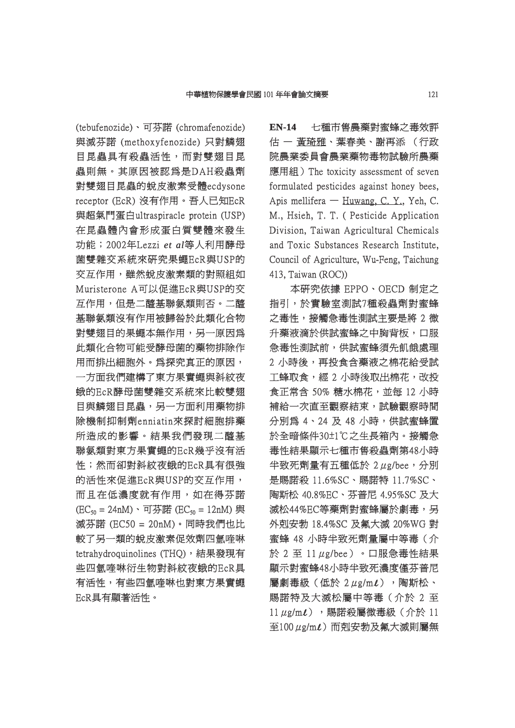(tebufenozide)、可芬諾 (chromafenozide) 與滅芬諾 (methoxyfenozide) 只對鱗翅目昆蟲具有殺蟲活性，而對雙翅目昆蟲則無。其原因被認為是DAH殺蟲劑對雙翅目昆蟲的蛻皮激素受體ecdysone receptor (EcR) 沒有作用。吾人已知EcR與超氣門蛋白ultraspiracle protein (USP) 在昆蟲體內會形成蛋白質雙體來發生功能；2002年Lezzi *et al*等人利用酵母菌雙雜交系統來研究果蠅EcR與USP的交互作用，雖然蛻皮激素類的對照組如Muristerone A可以促進EcR與USP的交互作用，但是二醯基聯氨類則否。二醯基聯氨類沒有作用被歸咎於此類化合物對雙翅目的果蠅本無作用，另一原因為此類化合物可能受酵母菌的藥物排除作用而排出細胞外。為探究真正的原因，一方面我們建構了東方果實蠅與斜紋夜蛾的EcR酵母菌雙雜交系統來比較雙翅目與鱗翅目昆蟲，另一方面利用藥物排除機制抑制劑enniatin來探討細胞排藥所造成的影響。結果我們發現二醯基聯氨類對東方果實蠅的EcR幾乎沒有活性；然而卻對斜紋夜蛾的EcR具有很強的活性來促進EcR與USP的交互作用，而且在低濃度就有作用，如在得芬諾 ($EC_{50}$ = 24nM)、可芬諾 ($EC_{50}$ = 12nM) 與滅芬諾 (EC50 = 20nM)。同時我們也比較了另一類的蛻皮激素促效劑四氫喹啉tetrahydroquinolines (THQ)，結果發現有些四氫喹啉衍生物對斜紋夜蛾的EcR具有活性，有些四氫喹啉也對東方果實蠅EcR具有顯著活性。

**EN-14** 七種市售農藥對蜜蜂之毒效評估 — 黃琦雅、葉春美、謝再添 （行政院農業委員會農業藥物毒物試驗所農藥應用組）The toxicity assessment of seven formulated pesticides against honey bees, Apis mellifera — Huwang, C. Y., Yeh, C. M., Hsieh, T. T. ( Pesticide Application Division, Taiwan Agricultural Chemicals and Toxic Substances Research Institute, Council of Agriculture, Wu-Feng, Taichung 413, Taiwan (ROC))

本研究依據 EPPO、OECD 制定之指引，於實驗室測試7種殺蟲劑對蜜蜂之毒性，接觸急毒性測試主要是將 2 微升藥液滴於供試蜜蜂之中胸背板，口服急毒性測試前，供試蜜蜂須先飢餓處理 2 小時後，再投食含藥液之棉花給受試工蜂取食，經 2 小時後取出棉花，改投食正常含 50% 糖水棉花，並每 12 小時補給一次直至觀察結束，試驗觀察時間分別為 4、24 及 48 小時，供試蜜蜂置於全暗條件30±1℃之生長箱內。接觸急毒性結果顯示七種市售殺蟲劑第48小時半致死劑量有五種低於 2 μg/bee，分別是賜諾殺 11.6%SC、賜諾特 11.7%SC、陶斯松 40.8%EC、芬普尼 4.95%SC 及大滅松44%EC等藥劑對蜜蜂屬於劇毒，另外剋安勃 18.4%SC 及氟大滅 20%WG 對蜜蜂 48 小時半致死劑量屬中等毒（介於 2 至 11 μg/bee）。口服急毒性結果顯示對蜜蜂48小時半致死濃度僅芬普尼屬劇毒級（低於 2 μg/mℓ），陶斯松、賜諾特及大滅松屬中等毒（介於 2 至 11 μg/mℓ），賜諾殺屬微毒級（介於 11 至100 μg/mℓ）而剋安勃及氟大滅則屬無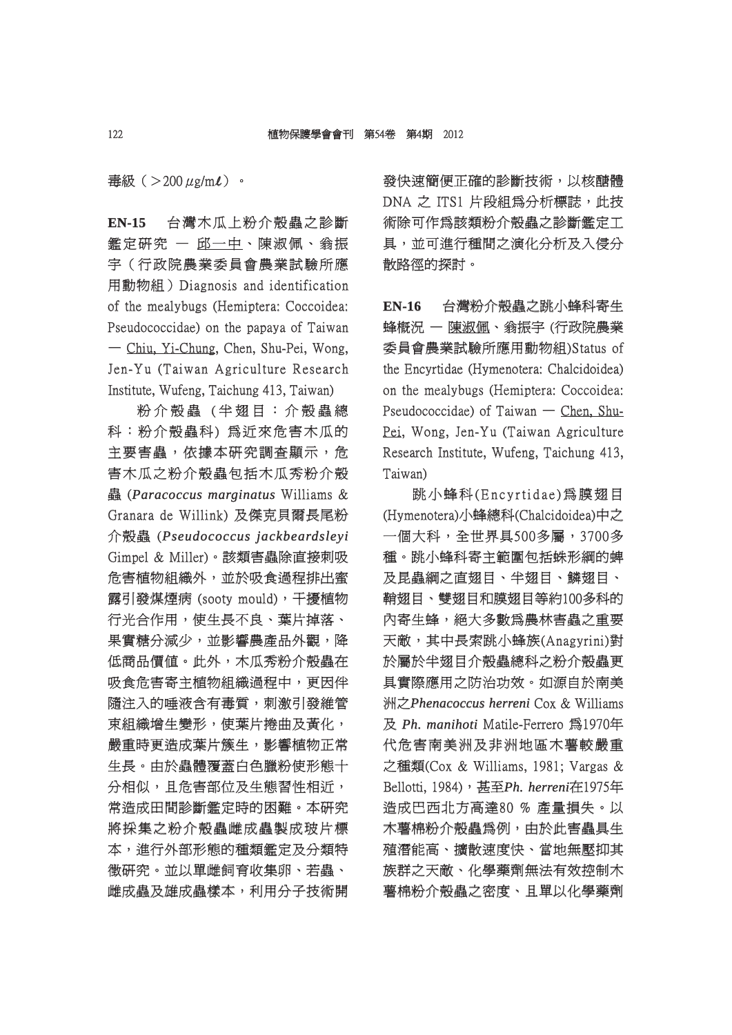毒級（>200 $\mu$g/m$\ell$）。

**EN-15**　台灣木瓜上粉介殼蟲之診斷鑑定研究 — 邱一中、陳淑佩、翁振宇（行政院農業委員會農業試驗所應用動物組）Diagnosis and identification of the mealybugs (Hemiptera: Coccoidea: Pseudococcidae) on the papaya of Taiwan — Chiu, Yi-Chung, Chen, Shu-Pei, Wong, Jen-Yu (Taiwan Agriculture Research Institute, Wufeng, Taichung 413, Taiwan)

粉介殼蟲 (半翅目：介殼蟲總科：粉介殼蟲科) 為近來危害木瓜的主要害蟲，依據本研究調查顯示，危害木瓜之粉介殼蟲包括木瓜秀粉介殼蟲 (*Paracoccus marginatus* Williams & Granara de Willink) 及傑克貝爾長尾粉介殼蟲 (*Pseudococcus jackbeardsleyi* Gimpel & Miller)。該類害蟲除直接刺吸危害植物組織外，並於吸食過程排出蜜露引發煤煙病 (sooty mould)，干擾植物行光合作用，使生長不良、葉片掉落、果實糖分減少，並影響農產品外觀，降低商品價值。此外，木瓜秀粉介殼蟲在吸食危害寄主植物組織過程中，更因伴隨注入的唾液含有毒質，刺激引發維管束組織增生變形，使葉片捲曲及黃化，嚴重時更造成葉片簇生，影響植物正常生長。由於蟲體覆蓋白色臘粉使形態十分相似，且危害部位及生態習性相近，常造成田間診斷鑑定時的困難。本研究將採集之粉介殼蟲雌成蟲製成玻片標本，進行外部形態的種類鑑定及分類特徵研究。並以單雌飼育收集卵、若蟲、雌成蟲及雄成蟲樣本，利用分子技術開發快速簡便正確的診斷技術，以核醣體 DNA 之 ITS1 片段組為分析標誌，此技術除可作為該類粉介殼蟲之診斷鑑定工具，並可進行種間之演化分析及入侵分散路徑的探討。

**EN-16**　台灣粉介殼蟲之跳小蜂科寄生蜂概況 — 陳淑佩、翁振宇 (行政院農業委員會農業試驗所應用動物組)Status of the Encyrtidae (Hymenotera: Chalcidoidea) on the mealybugs (Hemiptera: Coccoidea: Pseudococcidae) of Taiwan — Chen, Shu-Pei, Wong, Jen-Yu (Taiwan Agriculture Research Institute, Wufeng, Taichung 413, Taiwan)

跳小蜂科(Encyrtidae)為膜翅目(Hymenotera)小蜂總科(Chalcidoidea)中之一個大科，全世界具500多屬，3700多種。跳小蜂科寄主範圍包括蛛形綱的蜱及昆蟲綱之直翅目、半翅目、鱗翅目、鞘翅目、雙翅目和膜翅目等約100多科的內寄生蜂，絕大多數為農林害蟲之重要天敵，其中長索跳小蜂族(Anagyrini)對於屬於半翅目介殼蟲總科之粉介殼蟲更具實際應用之防治功效。如源自於南美洲之*Phenacoccus herreni* Cox & Williams 及 *Ph. manihoti* Matile-Ferrero 為1970年代危害南美洲及非洲地區木薯較嚴重之種類(Cox & Williams, 1981; Vargas & Bellotti, 1984)，甚至*Ph. herreni*在1975年造成巴西北方高達80 % 產量損失。以木薯棉粉介殼蟲為例，由於此害蟲具生殖潛能高、擴散速度快、當地無壓抑其族群之天敵、化學藥劑無法有效控制木薯棉粉介殼蟲之密度、且單以化學藥劑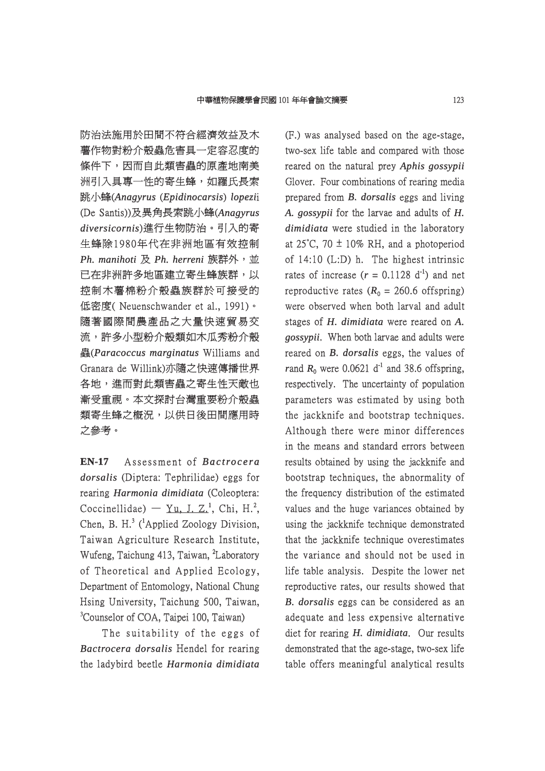防治法施用於田間不符合經濟效益及木薯作物對粉介殼蟲危害具一定容忍度的條件下，因而自此類害蟲的原產地南美洲引入具專一性的寄生蜂，如羅氏長索跳小蜂(*Anagyrus* (*Epidinocarsis*) *lopezi*i (De Santis))及異角長索跳小蜂(*Anagyrus diversicornis*)進行生物防治。引入的寄生蜂除1980年代在非洲地區有效控制 *Ph. manihoti* 及 *Ph. herreni* 族群外，並已在非洲許多地區建立寄生蜂族群，以控制木薯棉粉介殼蟲族群於可接受的低密度( Neuenschwander et al., 1991)。隨著國際間農產品之大量快速貿易交流，許多小型粉介殼類如木瓜秀粉介殼蟲(*Paracoccus marginatus* Williams and Granara de Willink)亦隨之快速傳播世界各地，進而對此類害蟲之寄生性天敵也漸受重視。本文探討台灣重要粉介殼蟲類寄生蜂之概況，以供日後田間應用時之參考。

**EN-17** Assessment of ***Bactrocera dorsalis*** (Diptera: Tephrilidae) eggs for rearing ***Harmonia dimidiata*** (Coleoptera: Coccinellidae) — Yu, J. Z.[1], Chi, H.[2], Chen, B. H.[3] ([1]Applied Zoology Division, Taiwan Agriculture Research Institute, Wufeng, Taichung 413, Taiwan, [2]Laboratory of Theoretical and Applied Ecology, Department of Entomology, National Chung Hsing University, Taichung 500, Taiwan, [3]Counselor of COA, Taipei 100, Taiwan)

The suitability of the eggs of ***Bactrocera dorsalis*** Hendel for rearing the ladybird beetle ***Harmonia dimidiata*** (F.) was analysed based on the age-stage, two-sex life table and compared with those reared on the natural prey ***Aphis gossypii*** Glover. Four combinations of rearing media prepared from ***B. dorsalis*** eggs and living ***A. gossypii*** for the larvae and adults of ***H. dimidiata*** were studied in the laboratory at 25°C, 70 ± 10% RH, and a photoperiod of 14:10 (L:D) h. The highest intrinsic rates of increase ($r$ = 0.1128 d$^{-1}$) and net reproductive rates ($R_0$ = 260.6 offspring) were observed when both larval and adult stages of ***H. dimidiata*** were reared on ***A. gossypii***. When both larvae and adults were reared on ***B. dorsalis*** eggs, the values of $r$and $R_0$ were 0.0621 d$^{-1}$ and 38.6 offspring, respectively. The uncertainty of population parameters was estimated by using both the jackknife and bootstrap techniques. Although there were minor differences in the means and standard errors between results obtained by using the jackknife and bootstrap techniques, the abnormality of the frequency distribution of the estimated values and the huge variances obtained by using the jackknife technique demonstrated that the jackknife technique overestimates the variance and should not be used in life table analysis. Despite the lower net reproductive rates, our results showed that ***B. dorsalis*** eggs can be considered as an adequate and less expensive alternative diet for rearing ***H. dimidiata***. Our results demonstrated that the age-stage, two-sex life table offers meaningful analytical results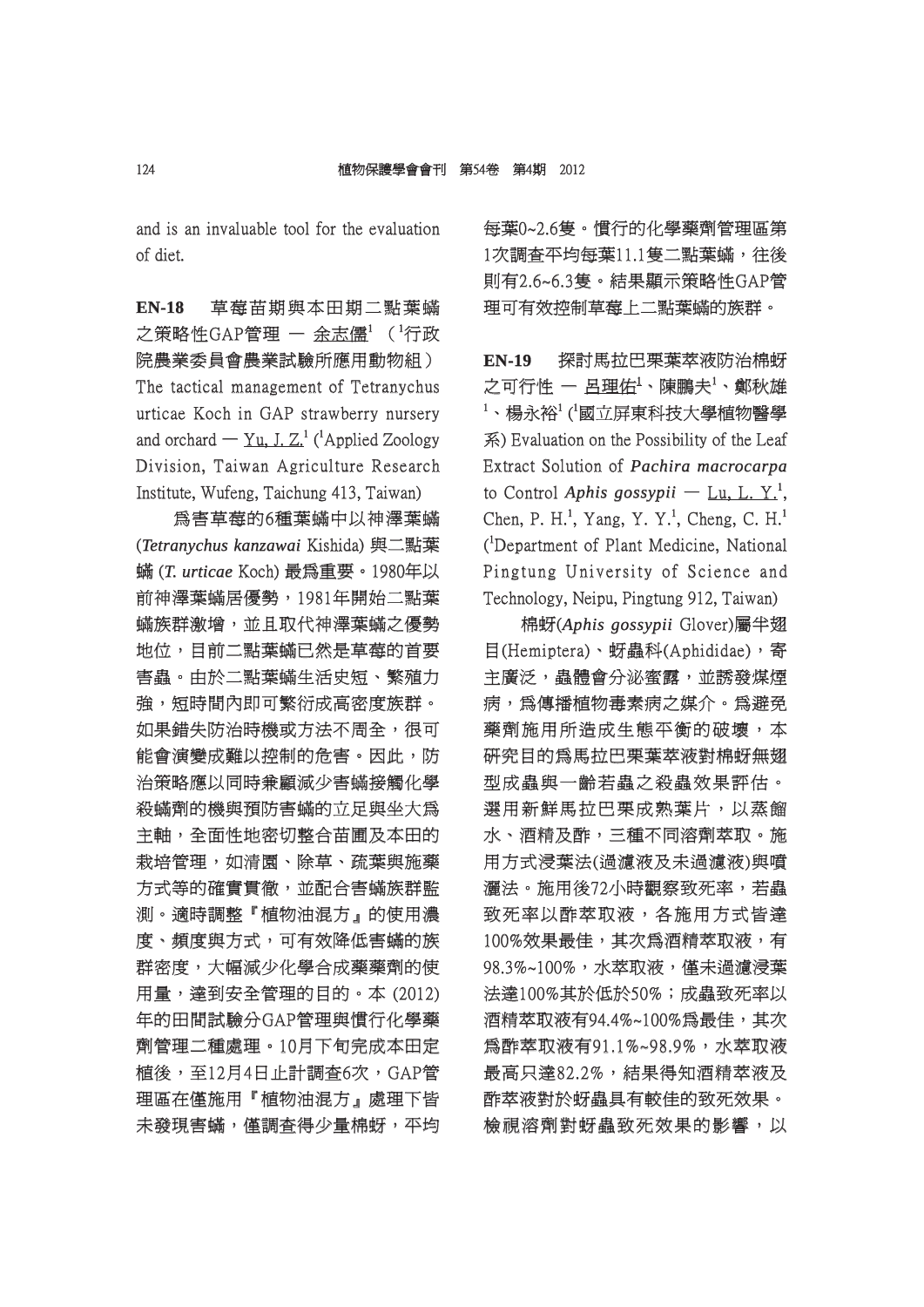and is an invaluable tool for the evaluation of diet.

**EN-18** 草莓苗期與本田期二點葉蟎之策略性GAP管理 — 余志�masked[1]（[1]行政院農業委員會農業試驗所應用動物組） The tactical management of Tetranychus urticae Koch in GAP strawberry nursery and orchard — Yu, J. Z.[1] ([1]Applied Zoology Division, Taiwan Agriculture Research Institute, Wufeng, Taichung 413, Taiwan)

為害草莓的6種葉蟎中以神澤葉蟎 (*Tetranychus kanzawai* Kishida) 與二點葉蟎 (*T. urticae* Koch) 最為重要。1980年以前神澤葉蟎居優勢，1981年開始二點葉蟎族群激增，並且取代神澤葉蟎之優勢地位，目前二點葉蟎已然是草莓的首要害蟲。由於二點葉蟎生活史短、繁殖力強，短時間內即可繁衍成高密度族群。如果錯失防治時機或方法不周全，很可能會演變成難以控制的危害。因此，防治策略應以同時兼顧減少害蟎接觸化學殺蟎劑的機與預防害蟎的立足與坐大為主軸，全面性地密切整合苗圃及本田的栽培管理，如清園、除草、疏葉與施藥方式等的確實貫徹，並配合害蟎族群監測。適時調整『植物油混方』的使用濃度、頻度與方式，可有效降低害蟎的族群密度，大幅減少化學合成藥劑的使用量，達到安全管理的目的。本 (2012) 年的田間試驗分GAP管理與慣行化學藥劑管理二種處理。10月下旬完成本田定植後，至12月4日止計調查6次，GAP管理區在僅施用『植物油混方』處理下皆未發現害蟎，僅調查得少量棉蚜，平均每葉0~2.6隻。慣行的化學藥劑管理區第1次調查平均每葉11.1隻二點葉蟎，往後則有2.6~6.3隻。結果顯示策略性GAP管理可有效控制草莓上二點葉蟎的族群。

**EN-19** 探討馬拉巴栗葉萃液防治棉蚜之可行性 — 呂理佑[1]、陳鵬夫[1]、鄭秋雄[1]、楊永裕[1] ([1]國立屏東科技大學植物醫學系) Evaluation on the Possibility of the Leaf Extract Solution of ***Pachira macrocarpa*** to Control ***Aphis gossypii*** — Lu, L. Y.[1], Chen, P. H.[1], Yang, Y. Y.[1], Cheng, C. H.[1] ([1]Department of Plant Medicine, National Pingtung University of Science and Technology, Neipu, Pingtung 912, Taiwan)

棉蚜(*Aphis gossypii* Glover)屬半翅目(Hemiptera)、蚜蟲科(Aphididae)，寄主廣泛，蟲體會分泌蜜露，並誘發煤煙病，為傳播植物毒素病之媒介。為避免藥劑施用所造成生態平衡的破壞，本研究目的為馬拉巴栗葉萃液對棉蚜無翅型成蟲與一齡若蟲之殺蟲效果評估。選用新鮮馬拉巴栗成熟葉片，以蒸餾水、酒精及酢，三種不同溶劑萃取。施用方式浸葉法(過濾液及未過濾液)與噴灑法。施用後72小時觀察致死率，若蟲致死率以酢萃取液，各施用方式皆達100%效果最佳，其次為酒精萃取液，有98.3%~100%，水萃取液，僅未過濾浸葉法達100%其於低於50%；成蟲致死率以酒精萃取液有94.4%~100%為最佳，其次為酢萃取液有91.1%~98.9%，水萃取液最高只達82.2%，結果得知酒精萃液及酢萃液對於蚜蟲具有較佳的致死效果。檢視溶劑對蚜蟲致死效果的影響，以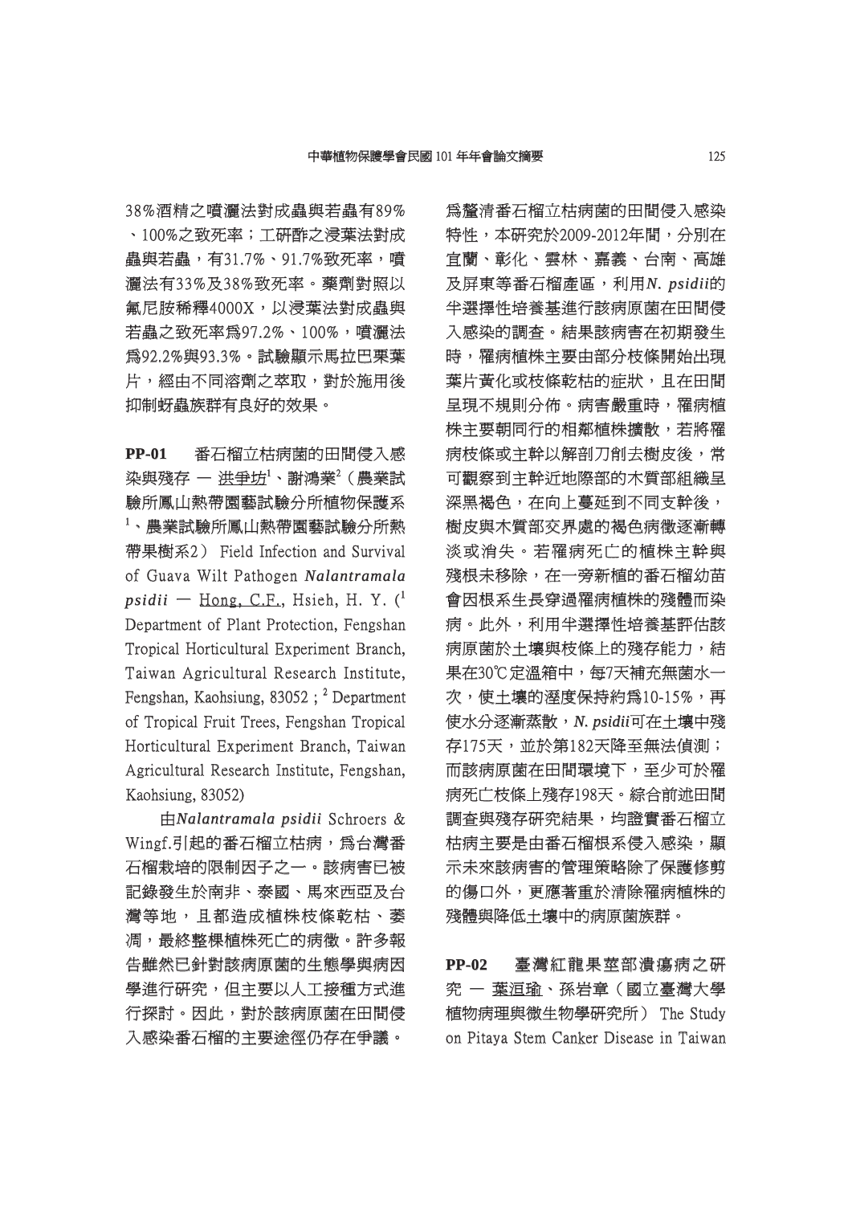38%酒精之噴灑法對成蟲與若蟲有89%、100%之致死率；工研酢之浸葉法對成蟲與若蟲，有31.7%、91.7%致死率，噴灑法有33%及38%致死率。藥劑對照以氟尼胺稀釋4000X，以浸葉法對成蟲與若蟲之致死率為97.2%、100%，噴灑法為92.2%與93.3%。試驗顯示馬拉巴栗葉片，經由不同溶劑之萃取，對於施用後抑制蚜蟲族群有良好的效果。

**PP-01**　番石榴立枯病菌的田間侵入感染與殘存 — 洪爭坊[1]、謝鴻業[2]（農業試驗所鳳山熱帶園藝試驗分所植物保護系[1]、農業試驗所鳳山熱帶園藝試驗分所熱帶果樹系2） Field Infection and Survival of Guava Wilt Pathogen *Nalantramala psidii* — Hong, C.F., Hsieh, H. Y. ([1] Department of Plant Protection, Fengshan Tropical Horticultural Experiment Branch, Taiwan Agricultural Research Institute, Fengshan, Kaohsiung, 83052 ; [2] Department of Tropical Fruit Trees, Fengshan Tropical Horticultural Experiment Branch, Taiwan Agricultural Research Institute, Fengshan, Kaohsiung, 83052)

由*Nalantramala psidii* Schroers & Wingf.引起的番石榴立枯病，為台灣番石榴栽培的限制因子之一。該病害已被記錄發生於南非、泰國、馬來西亞及台灣等地，且都造成植株枝條乾枯、萎凋，最終整棵植株死亡的病徵。許多報告雖然已針對該病原菌的生態學與病因學進行研究，但主要以人工接種方式進行探討。因此，對於該病原菌在田間侵入感染番石榴的主要途徑仍存在爭議。為釐清番石榴立枯病菌的田間侵入感染特性，本研究於2009-2012年間，分別在宜蘭、彰化、雲林、嘉義、台南、高雄及屏東等番石榴產區，利用*N. psidii*的半選擇性培養基進行該病原菌在田間侵入感染的調查。結果該病害在初期發生時，罹病植株主要由部分枝條開始出現葉片黃化或枝條乾枯的症狀，且在田間呈現不規則分佈。病害嚴重時，罹病植株主要朝同行的相鄰植株擴散，若將罹病枝條或主幹以解剖刀削去樹皮後，常可觀察到主幹近地際部的木質部組織呈深黑褐色，在向上蔓延到不同支幹後，樹皮與木質部交界處的褐色病徵逐漸轉淡或消失。若罹病死亡的植株主幹與殘根未移除，在一旁新植的番石榴幼苗會因根系生長穿過罹病植株的殘體而染病。此外，利用半選擇性培養基評估該病原菌於土壤與枝條上的殘存能力，結果在30℃定溫箱中，每7天補充無菌水一次，使土壤的溼度保持約為10-15%，再使水分逐漸蒸散，*N. psidii*可在土壤中殘存175天，並於第182天降至無法偵測；而該病原菌在田間環境下，至少可於罹病死亡枝條上殘存198天。綜合前述田間調查與殘存研究結果，均證實番石榴立枯病主要是由番石榴根系侵入感染，顯示未來該病害的管理策略除了保護修剪的傷口外，更應著重於清除罹病植株的殘體與降低土壤中的病原菌族群。

**PP-02**　臺灣紅龍果莖部潰瘍病之研究 — 葉洹瑜、孫岩章（國立臺灣大學植物病理與微生物學研究所） The Study on Pitaya Stem Canker Disease in Taiwan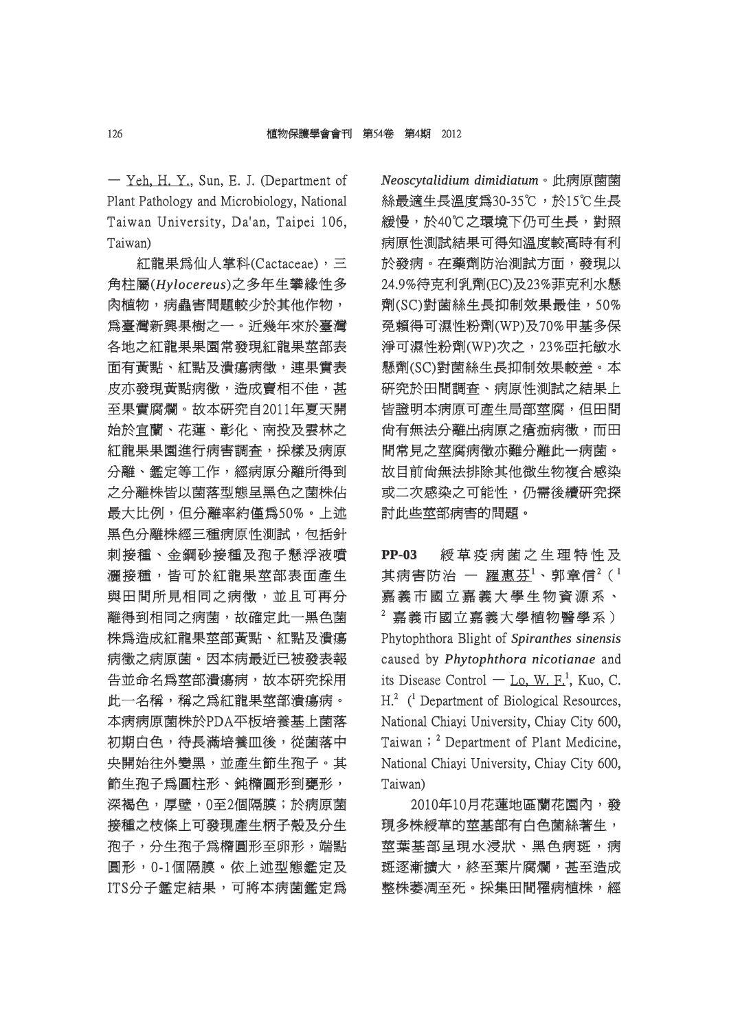— Yeh, H. Y., Sun, E. J. (Department of Plant Pathology and Microbiology, National Taiwan University, Da'an, Taipei 106, Taiwan)

紅龍果為仙人掌科(Cactaceae)，三角柱屬(*Hylocereus*)之多年生攀緣性多肉植物，病蟲害問題較少於其他作物，為臺灣新興果樹之一。近幾年來於臺灣各地之紅龍果果園常發現紅龍果莖部表面有黃點、紅點及潰瘍病徵，連果實表皮亦發現黃點病徵，造成賣相不佳，甚至果實腐爛。故本研究自2011年夏天開始於宜蘭、花蓮、彰化、南投及雲林之紅龍果果園進行病害調查，採樣及病原分離、鑑定等工作，經病原分離所得到之分離株皆以菌落型態呈黑色之菌株佔最大比例，但分離率約僅為50%。上述黑色分離株經三種病原性測試，包括針刺接種、金鋼砂接種及孢子懸浮液噴灑接種，皆可於紅龍果莖部表面產生與田間所見相同之病徵，並且可再分離得到相同之病菌，故確定此一黑色菌株為造成紅龍果莖部黃點、紅點及潰瘍病徵之病原菌。因本病最近已被發表報告並命名為莖部潰瘍病，故本研究採用此一名稱，稱之為紅龍果莖部潰瘍病。本病病原菌株於PDA平板培養基上菌落初期白色，待長滿培養皿後，從菌落中央開始往外變黑，並產生節生孢子。其節生孢子為圓柱形、鈍橢圓形到甕形，深褐色，厚壁，0至2個隔膜；於病原菌接種之枝條上可發現產生柄子殼及分生孢子，分生孢子為橢圓形至卵形，端點圓形，0-1個隔膜。依上述型態鑑定及ITS分子鑑定結果，可將本病菌鑑定為*Neoscytalidium dimidiatum*。此病原菌菌絲最適生長溫度為30-35℃，於15℃生長緩慢，於40℃之環境下仍可生長，對照病原性測試結果可得知溫度較高時有利於發病。在藥劑防治測試方面，發現以24.9%待克利乳劑(EC)及23%菲克利水懸劑(SC)對菌絲生長抑制效果最佳，50%免賴得可濕性粉劑(WP)及70%甲基多保淨可濕性粉劑(WP)次之，23%亞托敏水懸劑(SC)對菌絲生長抑制效果較差。本研究於田間調查、病原性測試之結果上皆證明本病原可產生局部莖腐，但田間尚有無法分離出病原之瘡痂病徵，而田間常見之莖腐病徵亦難分離此一病菌。故目前尚無法排除其他微生物複合感染或二次感染之可能性，仍需後續研究探討此些莖部病害的問題。

**PP-03** 綬草疫病菌之生理特性及其病害防治 — 羅惠芬[1]、郭章信[2]（[1]嘉義市國立嘉義大學生物資源系、[2]嘉義市國立嘉義大學植物醫學系）Phytophthora Blight of *Spiranthes sinensis* caused by *Phytophthora nicotianae* and its Disease Control — Lo, W. F.[1], Kuo, C. H.[2] ([1] Department of Biological Resources, National Chiayi University, Chiay City 600, Taiwan；[2] Department of Plant Medicine, National Chiayi University, Chiay City 600, Taiwan)

2010年10月花蓮地區蘭花園內，發現多株綬草的莖基部有白色菌絲著生，莖葉基部呈現水浸狀、黑色病斑，病斑逐漸擴大，終至葉片腐爛，甚至造成整株萎凋至死。採集田間罹病植株，經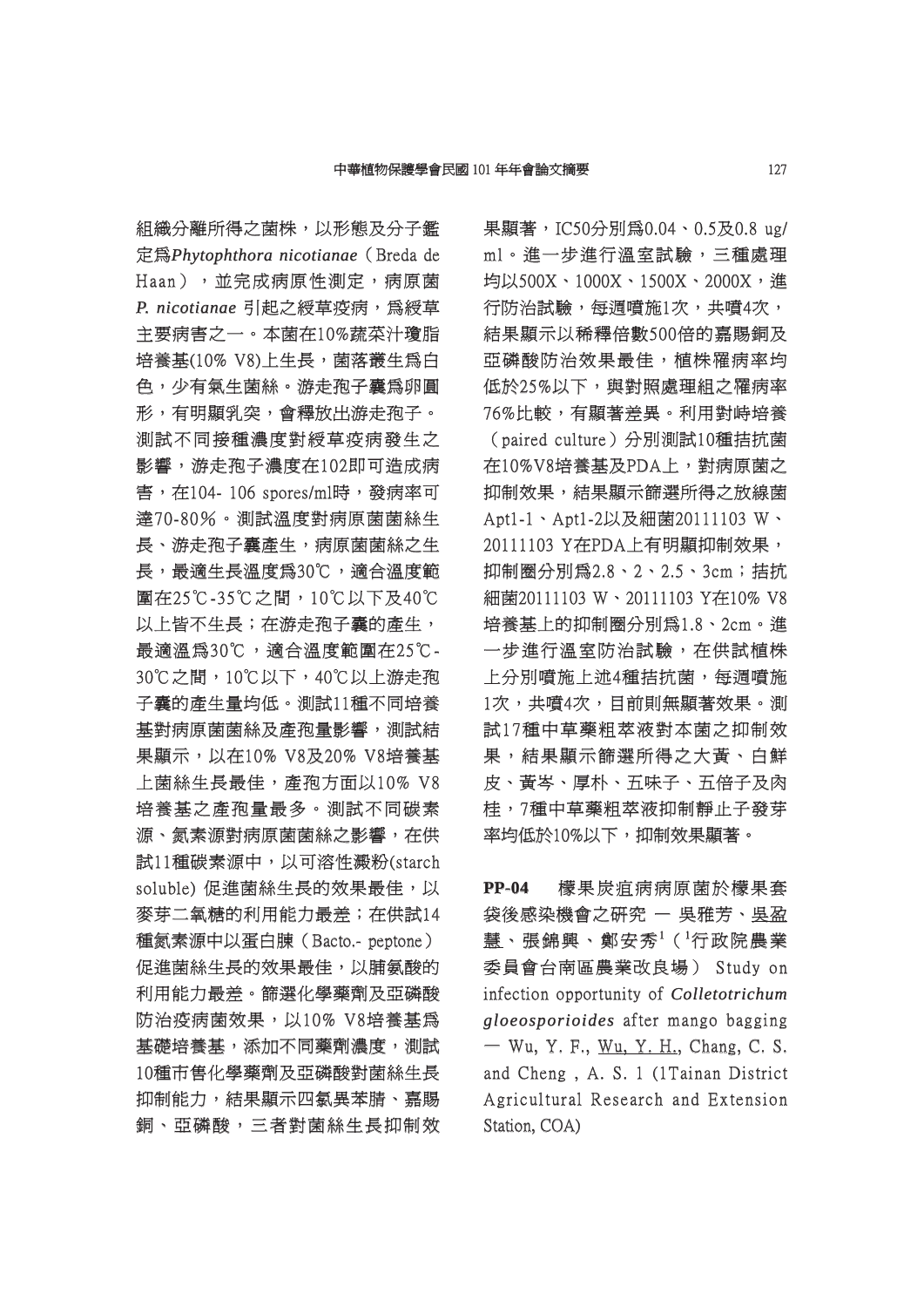組織分離所得之菌株，以形態及分子鑑定為*Phytophthora nicotianae*（Breda de Haan），並完成病原性測定，病原菌 *P. nicotianae* 引起之綬草疫病，為綬草主要病害之一。本菌在10%蔬菜汁瓊脂培養基(10% V8)上生長，菌落叢生為白色，少有氣生菌絲。游走孢子囊為卵圓形，有明顯乳突，會釋放出游走孢子。測試不同接種濃度對綬草疫病發生之影響，游走孢子濃度在102即可造成病害，在104- 106 spores/ml時，發病率可達70-80%。測試溫度對病原菌菌絲生長、游走孢子囊產生，病原菌菌絲之生長，最適生長溫度為30℃，適合溫度範圍在25℃-35℃之間，10℃以下及40℃以上皆不生長；在游走孢子囊的產生，最適溫為30℃，適合溫度範圍在25℃-30℃之間，10℃以下，40℃以上游走孢子囊的產生量均低。測試11種不同培養基對病原菌菌絲及產孢量影響，測試結果顯示，以在10% V8及20% V8培養基上菌絲生長最佳，產孢方面以10% V8培養基之產孢量最多。測試不同碳素源、氮素源對病原菌菌絲之影響，在供試11種碳素源中，以可溶性澱粉(starch soluble) 促進菌絲生長的效果最佳，以麥芽二氧糖的利用能力最差；在供試14種氮素源中以蛋白腖（Bacto.- peptone）促進菌絲生長的效果最佳，以脯氨酸的利用能力最差。篩選化學藥劑及亞磷酸防治疫病菌效果，以10% V8培養基為基礎培養基，添加不同藥劑濃度，測試10種市售化學藥劑及亞磷酸對菌絲生長抑制能力，結果顯示四氯異苯腈、嘉賜銅、亞磷酸，三者對菌絲生長抑制效果顯著，IC50分別為0.04、0.5及0.8 ug/ml。進一步進行溫室試驗，三種處理均以500X、1000X、1500X、2000X，進行防治試驗，每週噴施1次，共噴4次，結果顯示以稀釋倍數500倍的嘉賜銅及亞磷酸防治效果最佳，植株罹病率均低於25%以下，與對照處理組之罹病率76%比較，有顯著差異。利用對峙培養（paired culture）分別測試10種拮抗菌在10%V8培養基及PDA上，對病原菌之抑制效果，結果顯示篩選所得之放線菌Apt1-1、Apt1-2以及細菌20111103 W、20111103 Y在PDA上有明顯抑制效果，抑制圈分別為2.8、2、2.5、3cm；拮抗細菌20111103 W、20111103 Y在10% V8培養基上的抑制圈分別為1.8、2cm。進一步進行溫室防治試驗，在供試植株上分別噴施上述4種拮抗菌，每週噴施1次，共噴4次，目前則無顯著效果。測試17種中草藥粗萃液對本菌之抑制效果，結果顯示篩選所得之大黃、白鮮皮、黃岑、厚朴、五味子、五倍子及肉桂，7種中草藥粗萃液抑制靜止子發芽率均低於10%以下，抑制效果顯著。

**PP-04** 檬果炭疽病病原菌於檬果套袋後感染機會之研究 — 吳雅芳、吳盈慧、張錦興、鄭安秀[1]（[1]行政院農業委員會台南區農業改良場） Study on infection opportunity of ***Colletotrichum gloeosporioides*** after mango bagging — Wu, Y. F., Wu, Y. H., Chang, C. S. and Cheng , A. S. 1 (1Tainan District Agricultural Research and Extension Station, COA)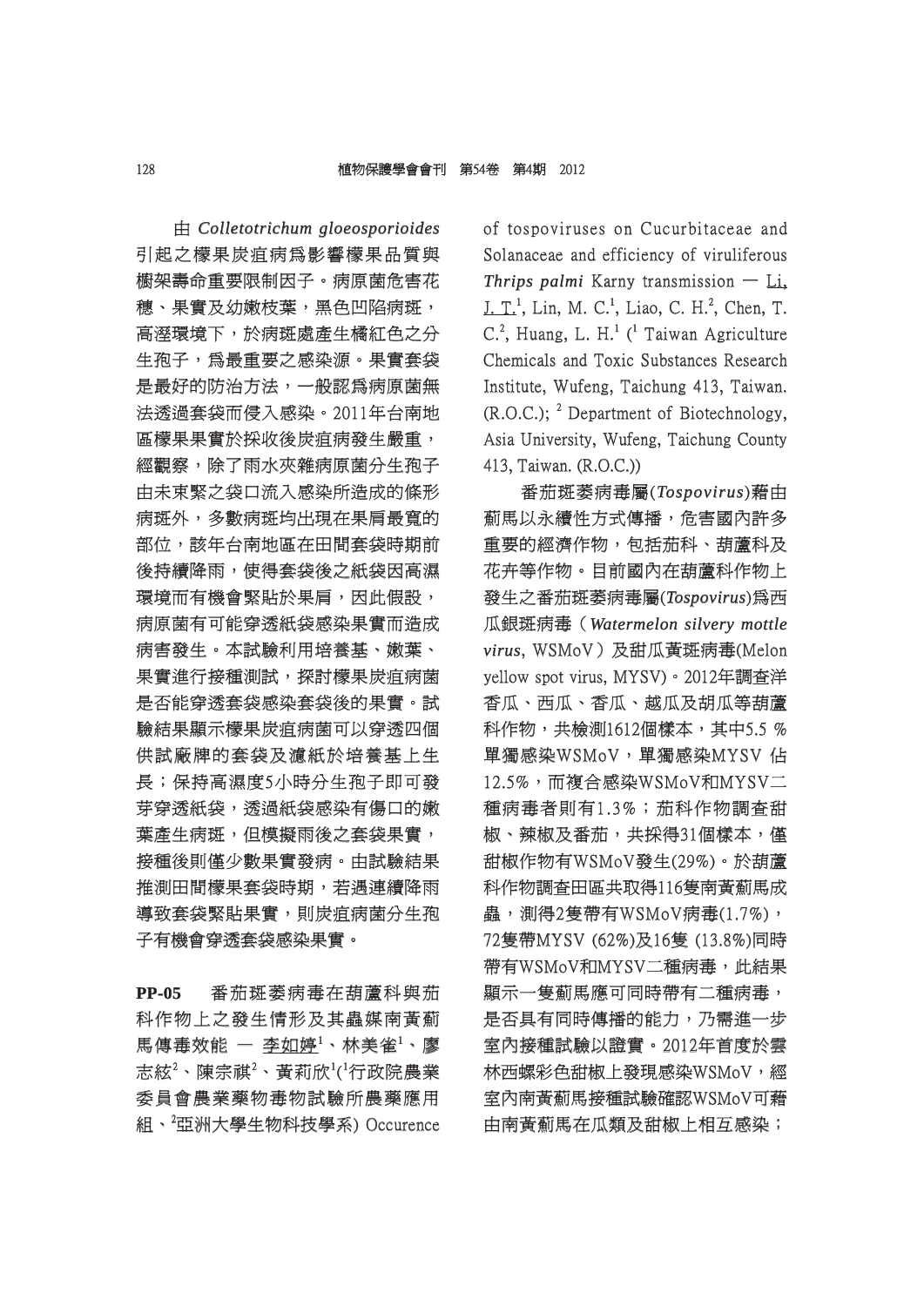由 ***Colletotrichum gloeosporioides*** 引起之檬果炭疽病爲影響檬果品質與櫥架壽命重要限制因子。病原菌危害花穗、果實及幼嫩枝葉，黑色凹陷病斑，高溼環境下，於病斑處產生橘紅色之分生孢子，爲最重要之感染源。果實套袋是最好的防治方法，一般認爲病原菌無法透過套袋而侵入感染。2011年台南地區檬果果實於採收後炭疽病發生嚴重，經觀察，除了雨水夾雜病原菌分生孢子由未束緊之袋口流入感染所造成的條形病斑外，多數病斑均出現在果肩最寬的部位，該年台南地區在田間套袋時期前後持續降雨，使得套袋後之紙袋因高濕環境而有機會緊貼於果肩，因此假設，病原菌有可能穿透紙袋感染果實而造成病害發生。本試驗利用培養基、嫩葉、果實進行接種測試，探討檬果炭疽病菌是否能穿透套袋感染套袋後的果實。試驗結果顯示檬果炭疽病菌可以穿透四個供試廠牌的套袋及濾紙於培養基上生長；保持高濕度5小時分生孢子即可發芽穿透紙袋，透過紙袋感染有傷口的嫩葉產生病斑，但模擬雨後之套袋果實，接種後則僅少數果實發病。由試驗結果推測田間檬果套袋時期，若遇連續降雨導致套袋緊貼果實，則炭疽病菌分生孢子有機會穿透套袋感染果實。

**PP-05** 番茄斑萎病毒在葫蘆科與茄科作物上之發生情形及其蟲媒南黃薊馬傳毒效能 — <u>李如婷</u>[1]、林美雀[1]、廖志絃[2]、陳宗祺[2]、黃莉欣[1]([1]行政院農業委員會農業藥物毒物試驗所農藥應用組、[2]亞洲大學生物科技學系) Occurence of tospoviruses on Cucurbitaceae and Solanaceae and efficiency of viruliferous ***Thrips palmi*** Karny transmission — <u>Li, J. T.</u>[1], Lin, M. C.[1], Liao, C. H.[2], Chen, T. C.[2], Huang, L. H.[1] ([1] Taiwan Agriculture Chemicals and Toxic Substances Research Institute, Wufeng, Taichung 413, Taiwan. (R.O.C.); [2] Department of Biotechnology, Asia University, Wufeng, Taichung County 413, Taiwan. (R.O.C.))

番茄斑萎病毒屬(***Tospovirus***)藉由薊馬以永續性方式傳播，危害國內許多重要的經濟作物，包括茄科、葫蘆科及花卉等作物。目前國內在葫蘆科作物上發生之番茄斑萎病毒屬(***Tospovirus***)爲西瓜銀斑病毒（***Watermelon silvery mottle virus***, WSMoV）及甜瓜黃斑病毒(Melon yellow spot virus, MYSV)。2012年調查洋香瓜、西瓜、香瓜、越瓜及胡瓜等葫蘆科作物，共檢測1612個樣本，其中5.5 %單獨感染WSMoV，單獨感染MYSV 佔12.5%，而複合感染WSMoV和MYSV二種病毒者則有1.3%；茄科作物調查甜椒、辣椒及番茄，共採得31個樣本，僅甜椒作物有WSMoV發生(29%)。於葫蘆科作物調查田區共取得116隻南黃薊馬成蟲，測得2隻帶有WSMoV病毒(1.7%)，72隻帶MYSV (62%)及16隻 (13.8%)同時帶有WSMoV和MYSV二種病毒，此結果顯示一隻薊馬應可同時帶有二種病毒，是否具有同時傳播的能力，乃需進一步室內接種試驗以證實。2012年首度於雲林西螺彩色甜椒上發現感染WSMoV，經室內南黃薊馬接種試驗確認WSMoV可藉由南黃薊馬在瓜類及甜椒上相互感染；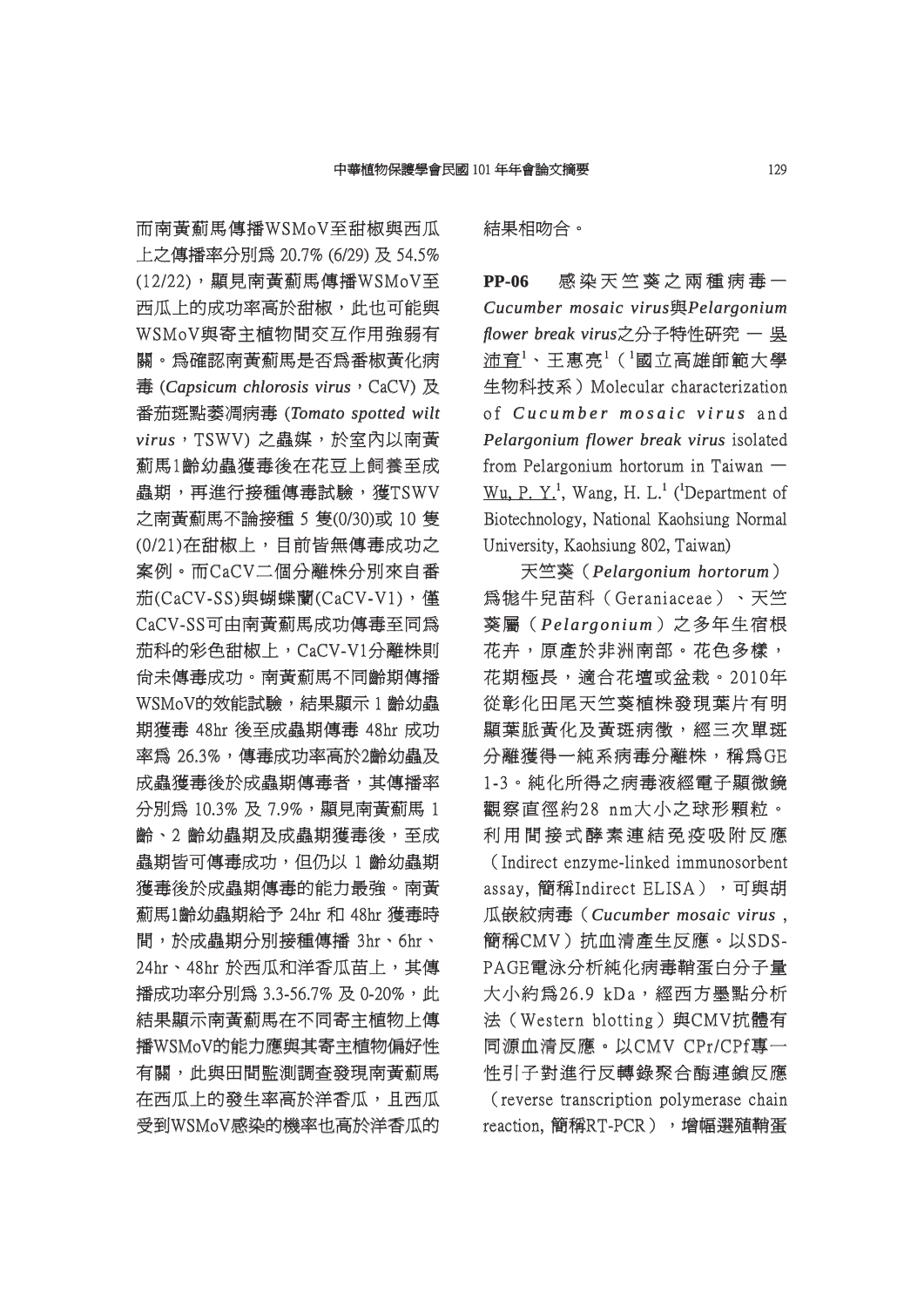而南黃薊馬傳播WSMoV至甜椒與西瓜上之傳播率分別為 20.7% (6/29) 及 54.5% (12/22)，顯見南黃薊馬傳播WSMoV至西瓜上的成功率高於甜椒，此也可能與WSMoV與寄主植物間交互作用強弱有關。為確認南黃薊馬是否為番椒黃化病毒 (*Capsicum chlorosis virus*，CaCV) 及番茄斑點萎凋病毒 (*Tomato spotted wilt virus*，TSWV) 之蟲媒，於室內以南黃薊馬1齡幼蟲獲毒後在花豆上飼養至成蟲期，再進行接種傳毒試驗，獲TSWV之南黃薊馬不論接種 5 隻(0/30)或 10 隻(0/21)在甜椒上，目前皆無傳毒成功之案例。而CaCV二個分離株分別來自番茄(CaCV-SS)與蝴蝶蘭(CaCV-V1)，僅CaCV-SS可由南黃薊馬成功傳毒至同為茄科的彩色甜椒上，CaCV-V1分離株則尚未傳毒成功。南黃薊馬不同齡期傳播WSMoV的效能試驗，結果顯示 1 齡幼蟲期獲毒 48hr 後至成蟲期傳毒 48hr 成功率為 26.3%，傳毒成功率高於2齡幼蟲及成蟲獲毒後於成蟲期傳毒者，其傳播率分別為 10.3% 及 7.9%，顯見南黃薊馬 1 齡、2 齡幼蟲期及成蟲期獲毒後，至成蟲期皆可傳毒成功，但仍以 1 齡幼蟲期獲毒後於成蟲期傳毒的能力最強。南黃薊馬1齡幼蟲期給予 24hr 和 48hr 獲毒時間，於成蟲期分別接種傳播 3hr、6hr、24hr、48hr 於西瓜和洋香瓜苗上，其傳播成功率分別為 3.3-56.7% 及 0-20%，此結果顯示南黃薊馬在不同寄主植物上傳播WSMoV的能力應與其寄主植物偏好性有關，此與田間監測調查發現南黃薊馬在西瓜上的發生率高於洋香瓜，且西瓜受到WSMoV感染的機率也高於洋香瓜的結果相吻合。

**PP-06** 感染天竺葵之兩種病毒－*Cucumber mosaic virus*與*Pelargonium flower break virus*之分子特性研究 — 吳沛育[1]、王惠亮[1]（[1]國立高雄師範大學生物科技系）Molecular characterization of *Cucumber mosaic virus* and *Pelargonium flower break virus* isolated from Pelargonium hortorum in Taiwan — Wu, P. Y.[1], Wang, H. L.[1] ([1]Department of Biotechnology, National Kaohsiung Normal University, Kaohsiung 802, Taiwan)

天竺葵（*Pelargonium hortorum*）為牻牛兒苗科（Geraniaceae）、天竺葵屬（*Pelargonium*）之多年生宿根花卉，原產於非洲南部。花色多樣，花期極長，適合花壇或盆栽。2010年從彰化田尾天竺葵植株發現葉片有明顯葉脈黃化及黃斑病徵，經三次單斑分離獲得一純系病毒分離株，稱為GE 1-3。純化所得之病毒液經電子顯微鏡觀察直徑約28 nm大小之球形顆粒。利用間接式酵素連結免疫吸附反應（Indirect enzyme-linked immunosorbent assay, 簡稱Indirect ELISA），可與胡瓜嵌紋病毒（*Cucumber mosaic virus*，簡稱CMV）抗血清產生反應。以SDS-PAGE電泳分析純化病毒鞘蛋白分子量大小約為26.9 kDa，經西方墨點分析法（Western blotting）與CMV抗體有同源血清反應。以CMV CPr/CPf專一性引子對進行反轉錄聚合酶連鎖反應（reverse transcription polymerase chain reaction, 簡稱RT-PCR），增幅選殖鞘蛋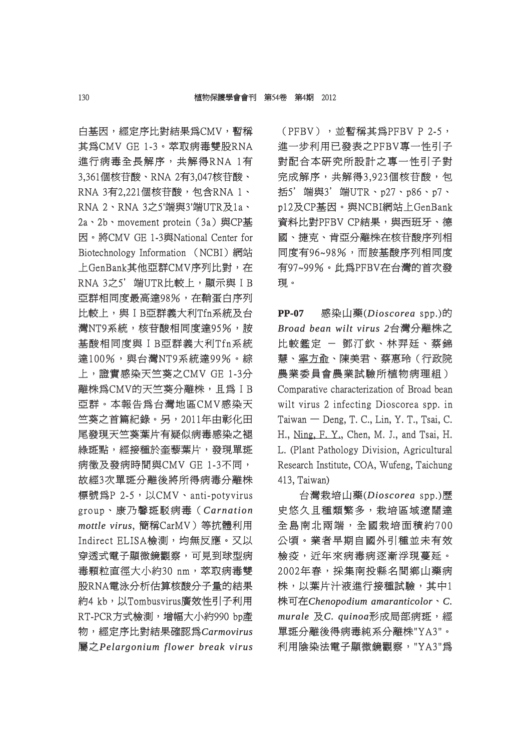白基因，經定序比對結果爲CMV，暫稱其爲CMV GE 1-3。萃取病毒雙股RNA進行病毒全長解序，共解得RNA 1有3,361個核苷酸、RNA 2有3,047核苷酸、RNA 3有2,221個核苷酸，包含RNA 1、RNA 2、RNA 3之5'端與3'端UTR及1a、2a、2b、movement protein（3a）與CP基因。將CMV GE 1-3與National Center for Biotechnology Information （NCBI）網站上GenBank其他亞群CMV序列比對，在RNA 3之5' 端UTR比較上，顯示與ＩB亞群相同度最高達98%，在鞘蛋白序列比較上，與ＩB亞群義大利Tfn系統及台灣NT9系統，核苷酸相同度達95%，胺基酸相同度與ＩB亞群義大利Tfn系統達100%，與台灣NT9系統達99%。綜上，證實感染天竺葵之CMV GE 1-3分離株爲CMV的天竺葵分離株，且爲ＩB亞群。本報告爲台灣地區CMV感染天竺葵之首篇紀錄。另，2011年由彰化田尾發現天竺葵葉片有疑似病毒感染之褪綠斑點，經接種於奎藜葉片，發現單斑病徵及發病時間與CMV GE 1-3不同，故經3次單斑分離後將所得病毒分離株標號爲P 2-5，以CMV、anti-potyvirus group、康乃馨斑駁病毒（*Carnation mottle virus*, 簡稱CarMV）等抗體利用Indirect ELISA檢測，均無反應。又以穿透式電子顯微鏡觀察，可見到球型病毒顆粒直徑大小約30 nm，萃取病毒雙股RNA電泳分析估算核酸分子量的結果約4 kb，以Tombusvirus廣效性引子利用RT-PCR方式檢測，增幅大小約990 bp產物，經定序比對結果確認爲*Carmovirus*屬之*Pelargonium flower break virus*（PFBV），並暫稱其爲PFBV P 2-5，進一步利用已發表之PFBV專一性引子對配合本研究所設計之專一性引子對完成解序，共解得3,923個核苷酸，包括5' 端與3' 端UTR、p27、p86、p7、p12及CP基因。與NCBI網站上GenBank資料比對PFBV CP結果，與西班牙、德國、捷克、肯亞分離株在核苷酸序列相同度有96~98%，而胺基酸序列相同度有97~99%。此爲PFBV在台灣的首次發現。

**PP-07**　感染山藥(*Dioscorea* spp.)的*Broad bean wilt virus 2*台灣分離株之比較鑑定 － 鄧汀欽、林羿廷、蔡錦慧、<u>寧方俞</u>、陳美君、蔡惠玲（行政院農業委員會農業試驗所植物病理組）
Comparative characterization of Broad bean wilt virus 2 infecting Dioscorea spp. in Taiwan — Deng, T. C., Lin, Y. T., Tsai, C. H., <u>Ning, F. Y.</u>, Chen, M. J., and Tsai, H. L. (Plant Pathology Division, Agricultural Research Institute, COA, Wufeng, Taichung 413, Taiwan)

台灣栽培山藥(*Dioscorea* spp.)歷史悠久且種類繁多，栽培區域遼闊達全島南北兩端，全國栽培面積約700公頃。業者早期自國外引種並未有效檢疫，近年來病毒病逐漸浮現蔓延。2002年春，採集南投縣名間鄉山藥病株，以葉片汁液進行接種試驗，其中1株可在*Chenopodium amaranticolor*、*C. murale* 及*C. quinoa*形成局部病斑，經單斑分離後得病毒純系分離株"YA3"。利用陰染法電子顯微鏡觀察，"YA3"爲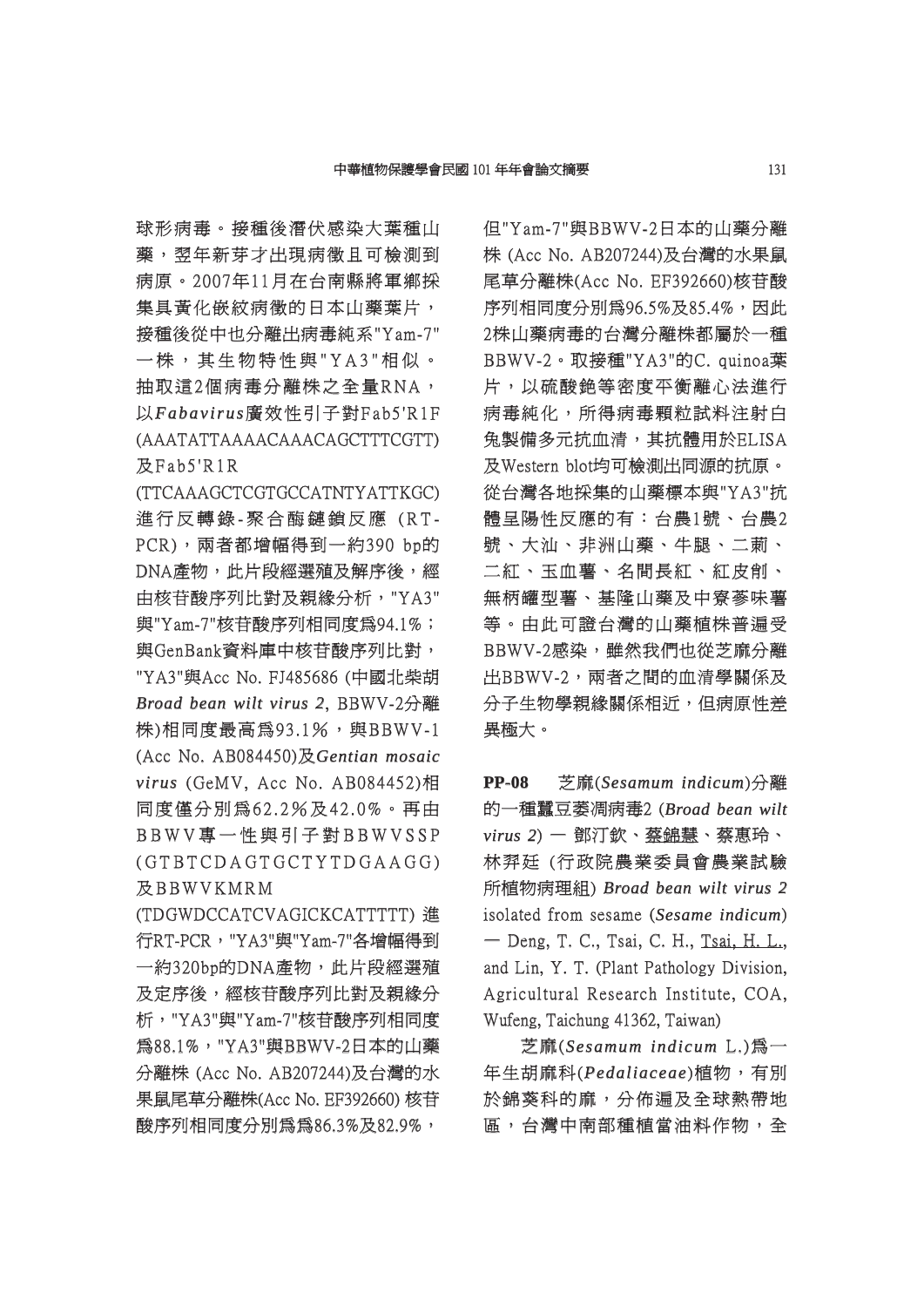球形病毒。接種後潛伏感染大葉種山藥，翌年新芽才出現病徵且可檢測到病原。2007年11月在台南縣將軍鄉採集具黃化嵌紋病徵的日本山藥葉片，接種後從中也分離出病毒純系"Yam-7"一株，其生物特性與"YA3"相似。抽取這2個病毒分離株之全量RNA，以*Fabavirus*廣效性引子對Fab5'R1F (AAATATTAAAACAAACAGCTTTCGTT)及Fab5'R1R (TTCAAAGCTCGTGCCATNTYATTKGC)進行反轉錄-聚合酶鏈鎖反應 (RT-PCR)，兩者都增幅得到一約390 bp的DNA產物，此片段經選殖及解序後，經由核苷酸序列比對及親緣分析，"YA3"與"Yam-7"核苷酸序列相同度為94.1%；與GenBank資料庫中核苷酸序列比對，"YA3"與Acc No. FJ485686 (中國北柴胡 *Broad bean wilt virus 2*, BBWV-2分離株)相同度最高為93.1%，與BBWV-1 (Acc No. AB084450)及*Gentian mosaic virus* (GeMV, Acc No. AB084452)相同度僅分別為62.2%及42.0%。再由BBWV專一性與引子對BBWVSSP (GTBTCDAGTGCTYTDGAAGG)及BBWVKMRM (TDGWDCCATCVAGICKCATTTTT) 進行RT-PCR，"YA3"與"Yam-7"各增幅得到一約320bp的DNA產物，此片段經選殖及定序後，經核苷酸序列比對及親緣分析，"YA3"與"Yam-7"核苷酸序列相同度為88.1%，"YA3"與BBWV-2日本的山藥分離株 (Acc No. AB207244)及台灣的水果鼠尾草分離株(Acc No. EF392660) 核苷酸序列相同度分別為為86.3%及82.9%，但"Yam-7"與BBWV-2日本的山藥分離株 (Acc No. AB207244)及台灣的水果鼠尾草分離株(Acc No. EF392660)核苷酸序列相同度分別為96.5%及85.4%，因此2株山藥病毒的台灣分離株都屬於一種BBWV-2。取接種"YA3"的C. quinoa葉片，以硫酸銫等密度平衡離心法進行病毒純化，所得病毒顆粒試料注射白兔製備多元抗血清，其抗體用於ELISA及Western blot均可檢測出同源的抗原。從台灣各地採集的山藥標本與"YA3"抗體呈陽性反應的有：台農1號、台農2號、大汕、非洲山藥、牛腿、二薊、二紅、玉血薯、名間長紅、紅皮削、無柄罐型薯、基隆山藥及中寮蔘味薯等。由此可證台灣的山藥植株普遍受BBWV-2感染，雖然我們也從芝麻分離出BBWV-2，兩者之間的血清學關係及分子生物學親緣關係相近，但病原性差異極大。

**PP-08** 芝麻(*Sesamum indicum*)分離的一種蠶豆萎凋病毒2 (*Broad bean wilt virus 2*) — 鄧汀欽、蔡錦慧、蔡惠玲、林羿廷 (行政院農業委員會農業試驗所植物病理組) ***Broad bean wilt virus 2*** **isolated from sesame (*Sesame indicum*)** — Deng, T. C., Tsai, C. H., Tsai, H. L., and Lin, Y. T. (Plant Pathology Division, Agricultural Research Institute, COA, Wufeng, Taichung 41362, Taiwan)

芝麻(*Sesamum indicum* L.)為一年生胡麻科(*Pedaliaceae*)植物，有別於錦葵科的麻，分佈遍及全球熱帶地區，台灣中南部種植當油料作物，全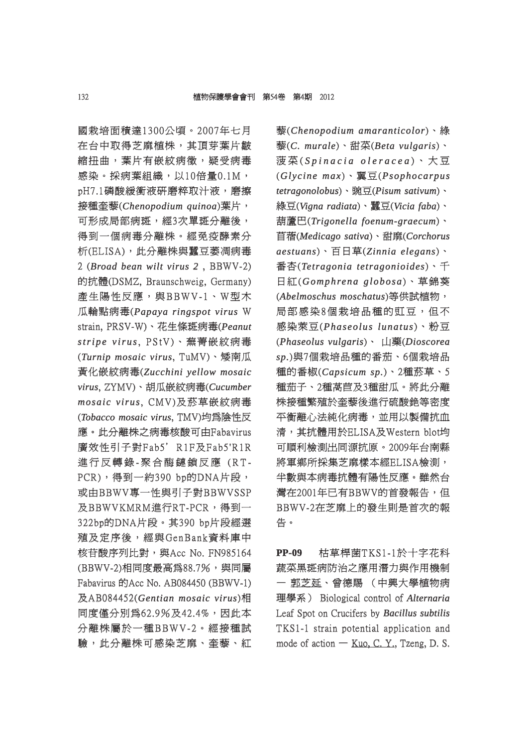國栽培面積達1300公頃。2007年七月在台中取得芝麻植株，其頂芽葉片皺縮扭曲，葉片有嵌紋病徵，疑受病毒感染。採病葉組織，以10倍量0.1M，pH7.1磷酸緩衝液研磨粹取汁液，磨擦接種奎藜(*Chenopodium quinoa*)葉片，可形成局部病斑，經3次單斑分離後，得到一個病毒分離株。經免疫酵素分析(ELISA)，此分離株與蠶豆萎凋病毒2 (*Broad bean wilt virus 2*, BBWV-2)的抗體(DSMZ, Braunschweig, Germany)產生陽性反應，與BBWV-1、W型木瓜輪點病毒(*Papaya ringspot virus* W strain, PRSV-W)、花生條斑病毒(*Peanut stripe virus*, PStV)、蕪菁嵌紋病毒(*Turnip mosaic virus*, TuMV)、矮南瓜黃化嵌紋病毒(*Zucchini yellow mosaic virus*, ZYMV)、胡瓜嵌紋病毒(*Cucumber mosaic virus*, CMV)及菸草嵌紋病毒(*Tobacco mosaic virus*, TMV)均為陰性反應。此分離株之病毒核酸可由Fabavirus廣效性引子對Fab5' R1F及Fab5'R1R進行反轉錄-聚合酶鏈鎖反應(RT-PCR)，得到一約390 bp的DNA片段，或由BBWV專一性與引子對BBWVSSP及BBWVKMRM進行RT-PCR，得到一322bp的DNA片段。其390 bp片段經選殖及定序後，經與GenBank資料庫中核苷酸序列比對，與Acc No. FN985164 (BBWV-2)相同度最高為88.7%，與同屬Fabavirus 的Acc No. AB084450 (BBWV-1)及AB084452(*Gentian mosaic virus*)相同度僅分別為62.9%及42.4%，因此本分離株屬於一種BBWV-2。經接種試驗，此分離株可感染芝麻、奎藜、紅藜(*Chenopodium amaranticolor*)、綠藜(*C. murale*)、甜菜(*Beta vulgaris*)、菠菜(*Spinacia oleracea*)、大豆(*Glycine max*)、翼豆(*Psophocarpus tetragonolobus*)、豌豆(*Pisum sativum*)、綠豆(*Vigna radiata*)、蠶豆(*Vicia faba*)、葫蘆巴(*Trigonella foenum-graecum*)、苜蓿(*Medicago sativa*)、甜麻(*Corchorus aestuans*)、百日草(*Zinnia elegans*)、番杏(*Tetragonia tetragonioides*)、千日紅(*Gomphrena globosa*)、草錦葵(*Abelmoschus moschatus*)等供試植物，局部感染8個栽培品種的豇豆，但不感染萊豆(*Phaseolus lunatus*)、粉豆(*Phaseolus vulgaris*)、 山藥(*Dioscorea sp.*)與7個栽培品種的番茄、6個栽培品種的番椒(*Capsicum sp.*)、2種菸草、5種茄子、2種萵苣及3種甜瓜。將此分離株接種繁殖於奎藜後進行硫酸銫等密度平衡離心法純化病毒，並用以製備抗血清，其抗體用於ELISA及Western blot均可順利檢測出同源抗原。2009年台南縣將軍鄉所採集芝麻樣本經ELISA檢測，半數與本病毒抗體有陽性反應。雖然台灣在2001年已有BBWV的首發報告，但BBWV-2在芝麻上的發生則是首次的報告。

**PP-09**　枯草桿菌TKS1-1於十字花科蔬菜黑斑病防治之應用潛力與作用機制 — 郭芝廷、曾德賜 （中興大學植物病理學系） Biological control of *Alternaria* Leaf Spot on Crucifers by *Bacillus subtilis* TKS1-1 strain potential application and mode of action — Kuo, C. Y., Tzeng, D. S.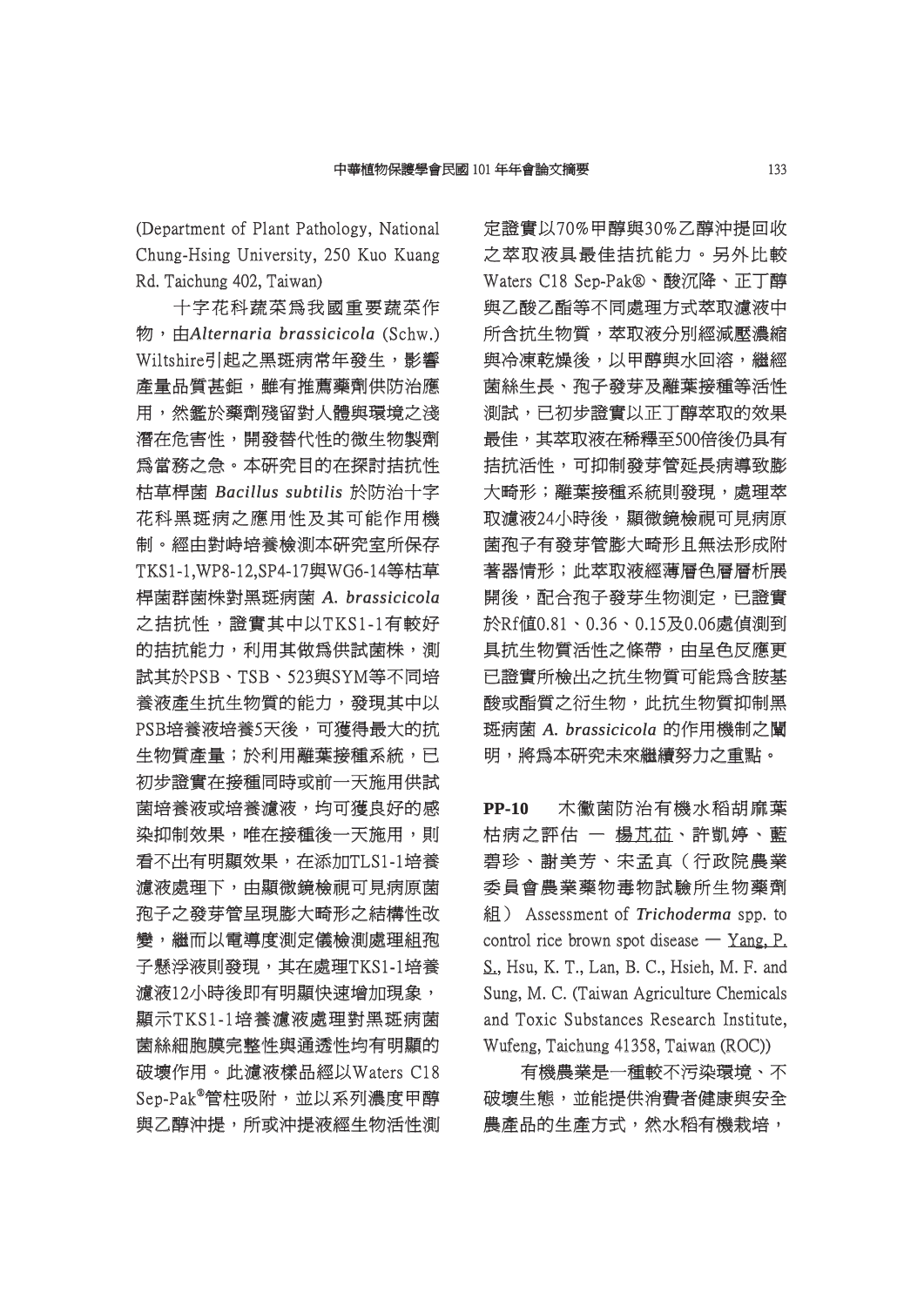(Department of Plant Pathology, National Chung-Hsing University, 250 Kuo Kuang Rd. Taichung 402, Taiwan)

十字花科蔬菜為我國重要蔬菜作物，由*Alternaria brassicicola* (Schw.) Wiltshire引起之黑斑病常年發生，影響產量品質甚鉅，雖有推薦藥劑供防治應用，然鑑於藥劑殘留對人體與環境之淺潛在危害性，開發替代性的微生物製劑為當務之急。本研究目的在探討拮抗性枯草桿菌 ***Bacillus subtilis*** 於防治十字花科黑斑病之應用性及其可能作用機制。經由對峙培養檢測本研究室所保存TKS1-1,WP8-12,SP4-17與WG6-14等枯草桿菌群菌株對黑斑病菌 ***A. brassicicola*** 之拮抗性，證實其中以TKS1-1有較好的拮抗能力，利用其做為供試菌株，測試其於PSB、TSB、523與SYM等不同培養液產生抗生物質的能力，發現其中以PSB培養液培養5天後，可獲得最大的抗生物質產量；於利用離葉接種系統，已初步證實在接種同時或前一天施用供試菌培養液或培養濾液，均可獲良好的感染抑制效果，唯在接種後一天施用，則看不出有明顯效果，在添加TLS1-1培養濾液處理下，由顯微鏡檢視可見病原菌孢子之發芽管呈現膨大畸形之結構性改變，繼而以電導度測定儀檢測處理組孢子懸浮液則發現，其在處理TKS1-1培養濾液12小時後即有明顯快速增加現象，顯示TKS1-1培養濾液處理對黑斑病菌菌絲細胞膜完整性與通透性均有明顯的破壞作用。此濾液樣品經以Waters C18 Sep-Pak®管柱吸附，並以系列濃度甲醇與乙醇沖提，所或沖提液經生物活性測定證實以70%甲醇與30%乙醇沖提回收之萃取液具最佳拮抗能力。另外比較Waters C18 Sep-Pak®、酸沉降、正丁醇與乙酸乙酯等不同處理方式萃取濾液中所含抗生物質，萃取液分別經減壓濃縮與冷凍乾燥後，以甲醇與水回溶，繼經菌絲生長、孢子發芽及離葉接種等活性測試，已初步證實以正丁醇萃取的效果最佳，其萃取液在稀釋至500倍後仍具有拮抗活性，可抑制發芽管延長病導致膨大畸形；離葉接種系統則發現，處理萃取濾液24小時後，顯微鏡檢視可見病原菌孢子有發芽管膨大畸形且無法形成附著器情形；此萃取液經薄層色層層析展開後，配合孢子發芽生物測定，已證實於Rf值0.81、0.36、0.15及0.06處偵測到具抗生物質活性之條帶，由呈色反應更已證實所檢出之抗生物質可能為含胺基酸或酯質之衍生物，此抗生物質抑制黑斑病菌 ***A. brassicicola*** 的作用機制之闡明，將為本研究未來繼續努力之重點。

**PP-10**　木黴菌防治有機水稻胡麻葉枯病之評估 — 楊芃茈、許凱婷、藍碧珍、謝美芳、宋孟真（行政院農業委員會農業藥物毒物試驗所生物藥劑組） Assessment of ***Trichoderma*** spp. to control rice brown spot disease — Yang, P. S., Hsu, K. T., Lan, B. C., Hsieh, M. F. and Sung, M. C. (Taiwan Agriculture Chemicals and Toxic Substances Research Institute, Wufeng, Taichung 41358, Taiwan (ROC))

有機農業是一種較不污染環境、不破壞生態，並能提供消費者健康與安全農產品的生產方式，然水稻有機栽培，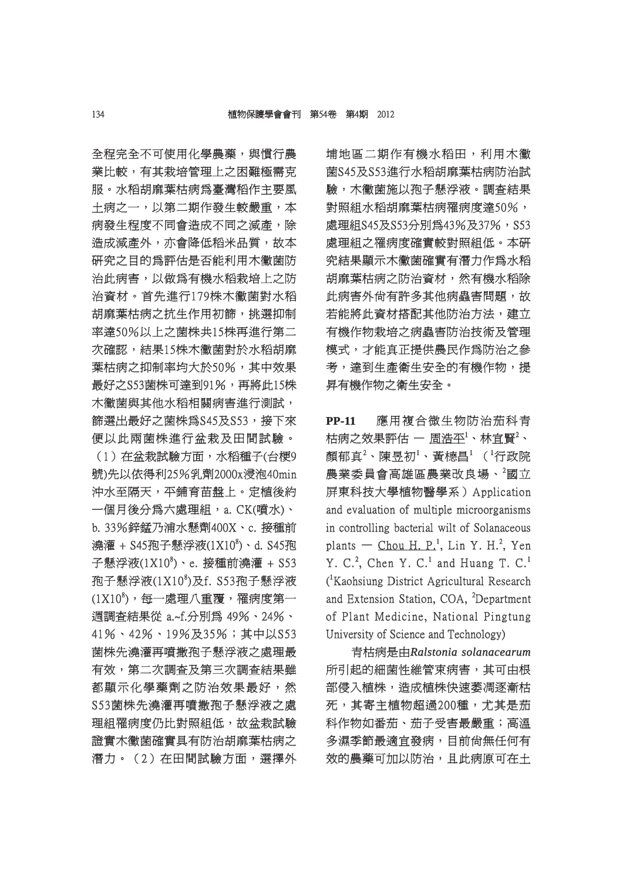全程完全不可使用化學農藥，與慣行農業比較，有其栽培管理上之困難極需克服。水稻胡麻葉枯病爲臺灣稻作主要風土病之一，以第二期作發生較嚴重，本病發生程度不同會造成不同之減產，除造成減產外，亦會降低稻米品質，故本研究之目的爲評估是否能利用木黴菌防治此病害，以做爲有機水稻栽培上之防治資材。首先進行179株木黴菌對水稻胡麻葉枯病之抗生作用初篩，挑選抑制率達50%以上之菌株共15株再進行第二次確認，結果15株木黴菌對於水稻胡麻葉枯病之抑制率均大於50%，其中效果最好之S53菌株可達到91%，再將此15株木黴菌與其他水稻相關病害進行測試，篩選出最好之菌株爲S45及S53，接下來便以此兩菌株進行盆栽及田間試驗。（1）在盆栽試驗方面，水稻種子(台梗9號)先以依得利25%乳劑2000x浸泡40min沖水至隔天，平鋪育苗盤上。定植後約一個月後分爲六處理組，a. CK(噴水)、b. 33%鋅錳乃浦水懸劑400X、c. 接種前澆灌 + S45孢子懸浮液(1X10$^{8}$)、d. S45孢子懸浮液(1X10$^{8}$)、e. 接種前澆灌 + S53孢子懸浮液(1X10$^{8}$)及f. S53孢子懸浮液(1X10$^{8}$)，每一處理八重覆，罹病度第一週調查結果從 a.~f.分別爲 49%、24%、41%、42%、19%及35%；其中以S53菌株先澆灌再噴撒孢子懸浮液之處理最有效，第二次調查及第三次調查結果雖都顯示化學藥劑之防治效果最好，然S53菌株先澆灌再噴撒孢子懸浮液之處理組罹病度仍比對照組低，故盆栽試驗證實木黴菌確實具有防治胡麻葉枯病之潛力。（2）在田間試驗方面，選擇外埔地區二期作有機水稻田，利用木黴菌S45及S53進行水稻胡麻葉枯病防治試驗，木黴菌施以孢子懸浮液。調查結果對照組水稻胡麻葉枯病罹病度達50%，處理組S45及S53分別爲43%及37%，S53處理組之罹病度確實較對照組低。本研究結果顯示木黴菌確實有潛力作爲水稻胡麻葉枯病之防治資材，然有機水稻除此病害外尚有許多其他病蟲害問題，故若能將此資材搭配其他防治方法，建立有機作物栽培之病蟲害防治技術及管理模式，才能真正提供農民作爲防治之參考，達到生產衛生安全的有機作物，提昇有機作物之衛生安全。

**PP-11** 應用複合微生物防治茄科青枯病之效果評估 — 周浩平[1]、林宜賢[2]、顏郁真[2]、陳昱初[1]、黃梂昌[1]（[1]行政院農業委員會高雄區農業改良場、[2]國立屏東科技大學植物醫學系）Application and evaluation of multiple microorganisms in controlling bacterial wilt of Solanaceous plants — Chou H. P.[1], Lin Y. H.[2], Yen Y. C.[2], Chen Y. C.[1] and Huang T. C.[1] ([1]Kaohsiung District Agricultural Research and Extension Station, COA, [2]Department of Plant Medicine, National Pingtung University of Science and Technology)

青枯病是由*Ralstonia solanacearum*所引起的細菌性維管束病害，其可由根部侵入植株，造成植株快速萎凋逐漸枯死，其寄主植物超過200種，尤其是茄科作物如番茄、茄子受害最嚴重；高溫多濕季節最適宜發病，目前尚無任何有效的農藥可加以防治，且此病原可在土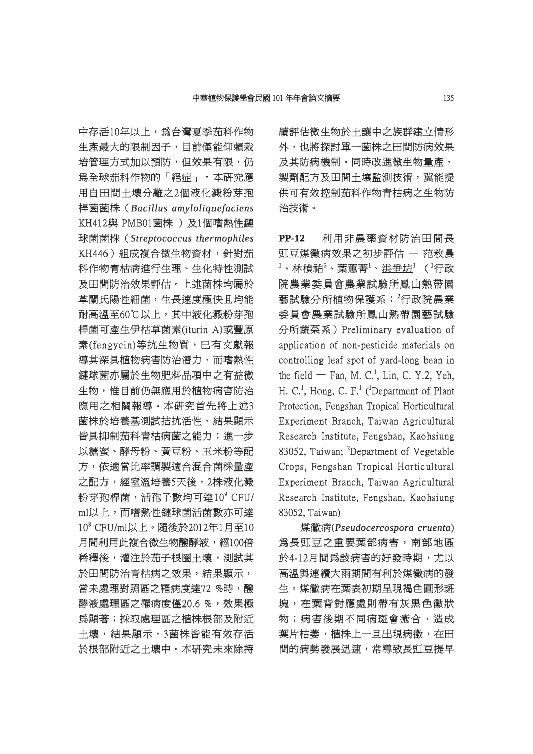中存活10年以上，為台灣夏季茄科作物生產最大的限制因子，目前僅能仰賴栽培管理方式加以預防，但效果有限，仍為全球茄科作物的「絕症」。本研究應用自田間土壤分離之2個液化澱粉芽孢桿菌菌株（*Bacillus amyloliquefaciens* KH412與 PMB01菌株 ）及1個嗜熱性鏈球菌菌株（*Streptococcus thermophiles* KH446）組成複合微生物資材，針對茄科作物青枯病進行生理、生化特性測試及田間防治效果評估。上述菌株均屬於革蘭氏陽性細菌，生長速度極快且均能耐高溫至60℃以上，其中液化澱粉芽孢桿菌可產生伊枯草菌素(iturin A)或豐原素(fengycin)等抗生物質，已有文獻報導其深具植物病害防治潛力，而嗜熱性鏈球菌亦屬於生物肥料品項中之有益微生物，惟目前仍無應用於植物病害防治應用之相關報導。本研究首先將上述3菌株於培養基測試拮抗活性，結果顯示皆具抑制茄科青枯病菌之能力；進一步以糖蜜、酵母粉、黃豆粉、玉米粉等配方，依適當比率調製適合混合菌株量產之配方，經室溫培養5天後，2株液化澱粉芽孢桿菌，活孢子數均可達$10^9$ CFU/ml以上，而嗜熱性鏈球菌活菌數亦可達$10^8$ CFU/ml以上。隨後於2012年1月至10月間利用此複合微生物醱酵液，經100倍稀釋後，灌注於茄子根圈土壤，測試其於田間防治青枯病之效果，結果顯示，當未處理對照區之罹病度達72 %時，醱酵液處理區之罹病度僅20.6 %，效果極為顯著；採取處理區之植株根部及附近土壤，結果顯示，3菌株皆能有效存活於根部附近之土壤中。本研究未來除持續評估微生物於土讓中之族群建立情形外，也將探討單一菌株之田間防病效果及其防病機制。同時改進微生物量產、製劑配方及田間土壤監測技術，冀能提供可有效控制茄科作物青枯病之生物防治技術。

**PP-12**　利用非農藥資材防治田間長豇豆煤黴病效果之初步評估 — 范枚長[1]、林楨祐[2]、葉蕙菁[1]、<u>洪爭坊</u>[1]（[1]行政院農業委員會農業試驗所鳳山熱帶園藝試驗分所植物保護系；[2]行政院農業委員會農業試驗所鳳山熱帶園藝試驗分所蔬菜系）Preliminary evaluation of application of non-pesticide materials on controlling leaf spot of yard-long bean in the field — Fan, M. C.[1], Lin, C. Y.2, Yeh, H. C.[1], <u>Hong, C. F.</u>[1] ([1]Department of Plant Protection, Fengshan Tropical Horticultural Experiment Branch, Taiwan Agricultural Research Institute, Fengshan, Kaohsiung 83052, Taiwan; [2]Department of Vegetable Crops, Fengshan Tropical Horticultural Experiment Branch, Taiwan Agricultural Research Institute, Fengshan, Kaohsiung 83052, Taiwan)

煤黴病(*Pseudocercospora cruenta*)為長豇豆之重要葉部病害，南部地區於4-12月間為該病害的好發時期，尤以高溫與連續大雨期間有利於煤黴病的發生。煤黴病在葉表初期呈現褐色圓形斑塊，在葉背對應處則帶有灰黑色黴狀物；病害後期不同病斑會癒合，造成葉片枯萎，植株上一旦出現病徵，在田間的病勢發展迅速，常導致長豇豆提早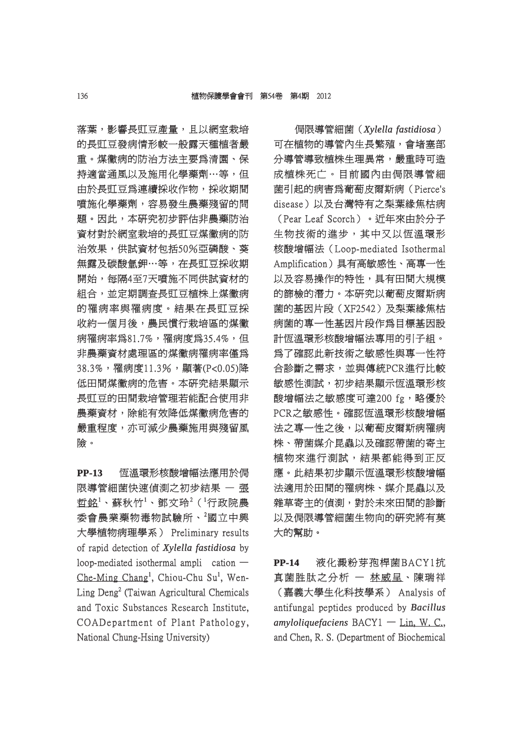落葉，影響長豇豆產量，且以網室栽培的長豇豆發病情形較一般露天種植者嚴重。煤黴病的防治方法主要爲清園、保持適當通風以及施用化學藥劑…等，但由於長豇豆爲連續採收作物，採收期間噴施化學藥劑，容易發生農藥殘留的問題。因此，本研究初步評估非農藥防治資材對於網室栽培的長豇豆煤黴病的防治效果，供試資材包括50%亞磷酸、葵無露及碳酸氫鉀…等，在長豇豆採收期開始，每隔4至7天噴施不同供試資材的組合，並定期調查長豇豆植株上煤黴病的罹病率與罹病度。結果在長豇豆採收約一個月後，農民慣行栽培區的煤黴病罹病率爲81.7%，罹病度爲35.4%，但非農藥資材處理區的煤黴病罹病率僅爲38.3%，罹病度11.3%，顯著(P<0.05)降低田間煤黴病的危害。本研究結果顯示長豇豆的田間栽培管理若能配合使用非農藥資材，除能有效降低煤黴病危害的嚴重程度，亦可減少農藥施用與殘留風險。

**PP-13**　恆溫環形核酸增幅法應用於侷限導管細菌快速偵測之初步結果 — 張哲銘[1]、蘇秋竹[1]、鄧文玲[2]（[1]行政院農委會農業藥物毒物試驗所、[2]國立中興大學植物病理學系） Preliminary results of rapid detection of ***Xylella fastidiosa*** by loop-mediated isothermal ampli cation — Che-Ming Chang[1], Chiou-Chu Su[1], Wen-Ling Deng[2] (Taiwan Agricultural Chemicals and Toxic Substances Research Institute, COADepartment of Plant Pathology, National Chung-Hsing University)

侷限導管細菌（*Xylella fastidiosa*）可在植物的導管內生長繁殖，會堵塞部分導管導致植株生理異常，嚴重時可造成植株死亡。目前國內由侷限導管細菌引起的病害爲葡萄皮爾斯病（Pierce's disease）以及台灣特有之梨葉緣焦枯病（Pear Leaf Scorch）。近年來由於分子生物技術的進步，其中又以恆溫環形核酸增幅法（Loop-mediated Isothermal Amplification）具有高敏感性、高專一性以及容易操作的特性，具有田間大規模的篩檢的潛力。本研究以葡萄皮爾斯病菌的基因片段（XF2542）及梨葉緣焦枯病菌的專一性基因片段作爲目標基因設計恆溫環形核酸增幅法專用的引子組。爲了確認此新技術之敏感性與專一性符合診斷之需求，並與傳統PCR進行比較敏感性測試，初步結果顯示恆溫環形核酸增幅法之敏感度可達200 fg，略優於PCR之敏感性。確認恆溫環形核酸增幅法之專一性之後，以葡萄皮爾斯病罹病株、帶菌媒介昆蟲以及確認帶菌的寄主植物來進行測試，結果都能得到正反應。此結果初步顯示恆溫環形核酸增幅法適用於田間的罹病株、媒介昆蟲以及雜草寄主的偵測，對於未來田間的診斷以及侷限導管細菌生物向的研究將有莫大的幫助。

**PP-14**　液化澱粉芽孢桿菌BACY1抗真菌胜肽之分析 — 林威呈、陳瑞祥（嘉義大學生化科技學系） Analysis of antifungal peptides produced by ***Bacillus amyloliquefaciens*** BACY1 — Lin, W. C., and Chen, R. S. (Department of Biochemical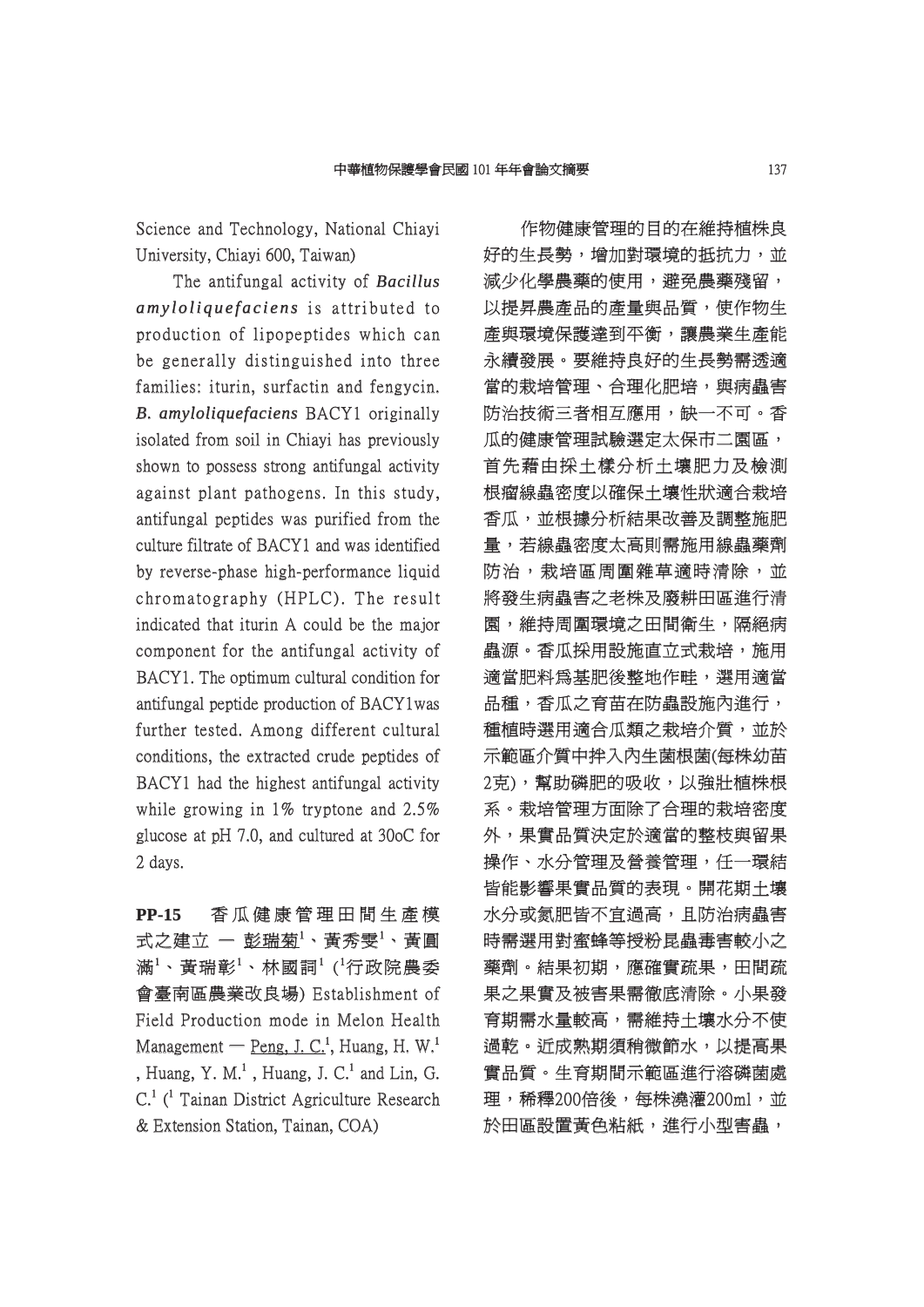Science and Technology, National Chiayi University, Chiayi 600, Taiwan)

The antifungal activity of ***Bacillus amyloliquefaciens*** is attributed to production of lipopeptides which can be generally distinguished into three families: iturin, surfactin and fengycin. ***B. amyloliquefaciens*** BACY1 originally isolated from soil in Chiayi has previously shown to possess strong antifungal activity against plant pathogens. In this study, antifungal peptides was purified from the culture filtrate of BACY1 and was identified by reverse-phase high-performance liquid chromatography (HPLC). The result indicated that iturin A could be the major component for the antifungal activity of BACY1. The optimum cultural condition for antifungal peptide production of BACY1was further tested. Among different cultural conditions, the extracted crude peptides of BACY1 had the highest antifungal activity while growing in 1% tryptone and 2.5% glucose at pH 7.0, and cultured at 30oC for 2 days.

**PP-15** 香瓜健康管理田間生產模式之建立 — 彭瑞菊[1]、黃秀雯[1]、黃圓滿[1]、黃瑞彰[1]、林國詞[1] ([1]行政院農委會臺南區農業改良場) Establishment of Field Production mode in Melon Health Management — Peng, J. C.[1], Huang, H. W.[1], Huang, Y. M.[1], Huang, J. C.[1] and Lin, G. C.[1] ([1] Tainan District Agriculture Research & Extension Station, Tainan, COA)

作物健康管理的目的在維持植株良好的生長勢，增加對環境的抵抗力，並減少化學農藥的使用，避免農藥殘留，以提昇農產品的產量與品質，使作物生產與環境保護達到平衡，讓農業生產能永續發展。要維持良好的生長勢需透適當的栽培管理、合理化肥培，與病蟲害防治技術三者相互應用，缺一不可。香瓜的健康管理試驗選定太保市二園區，首先藉由採土樣分析土壤肥力及檢測根瘤線蟲密度以確保土壤性狀適合栽培香瓜，並根據分析結果改善及調整施肥量，若線蟲密度太高則需施用線蟲藥劑防治，栽培區周圍雜草適時清除，並將發生病蟲害之老株及廢耕田區進行清園，維持周圍環境之田間衛生，隔絕病蟲源。香瓜採用設施直立式栽培，施用適當肥料為基肥後整地作畦，選用適當品種，香瓜之育苗在防蟲設施內進行，種植時選用適合瓜類之栽培介質，並於示範區介質中拌入內生菌根菌(每株幼苗2克)，幫助磷肥的吸收，以強壯植株根系。栽培管理方面除了合理的栽培密度外，果實品質決定於適當的整枝與留果操作、水分管理及營養管理，任一環結皆能影響果實品質的表現。開花期土壤水分或氮肥皆不宜過高，且防治病蟲害時需選用對蜜蜂等授粉昆蟲毒害較小之藥劑。結果初期，應確實疏果，田間疏果之果實及被害果需徹底清除。小果發育期需水量較高，需維持土壤水分不使過乾。近成熟期須稍微節水，以提高果實品質。生育期間示範區進行溶磷菌處理，稀釋200倍後，每株澆灌200ml，並於田區設置黃色粘紙，進行小型害蟲，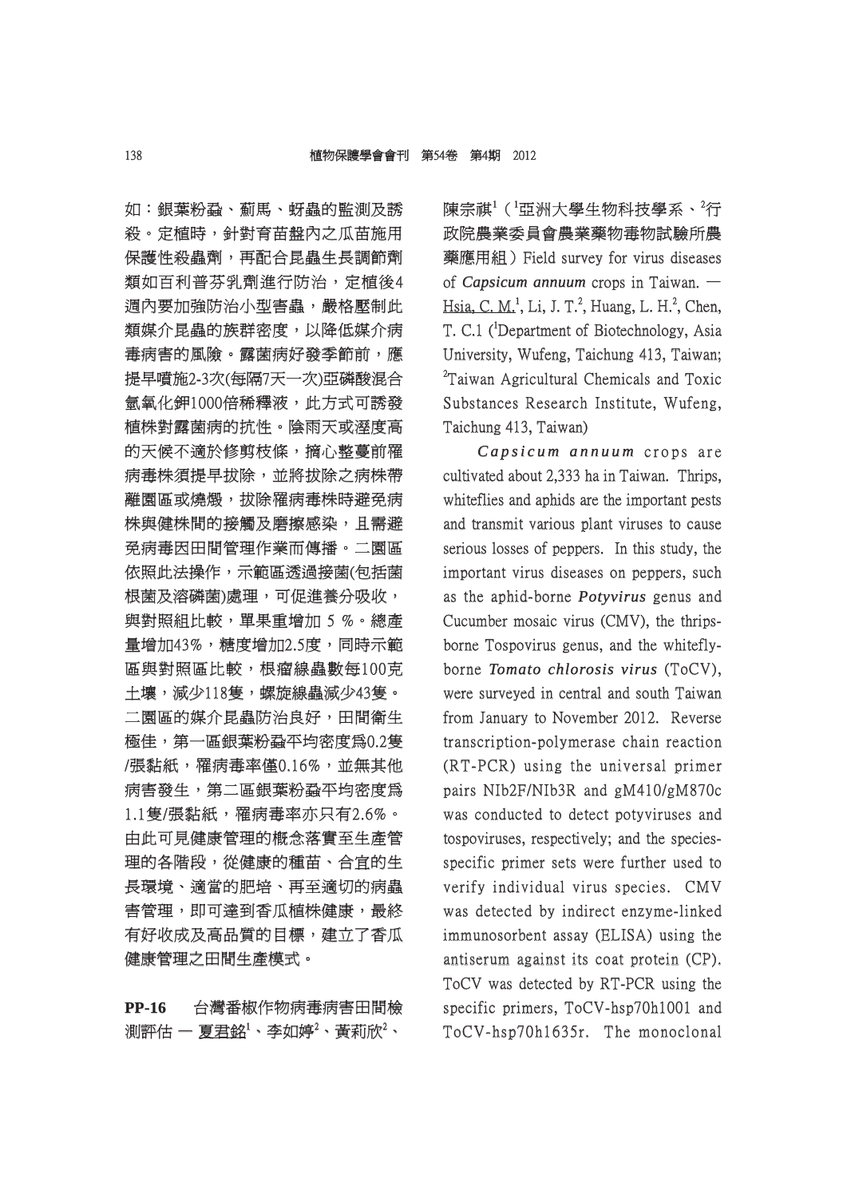如：銀葉粉蝨、薊馬、蚜蟲的監測及誘殺。定植時，針對育苗盤內之瓜苗施用保護性殺蟲劑，再配合昆蟲生長調節劑類如百利普芬乳劑進行防治，定植後4週內要加強防治小型害蟲，嚴格壓制此類媒介昆蟲的族群密度，以降低媒介病毒病害的風險。露菌病好發季節前，應提早噴施2-3次(每隔7天一次)亞磷酸混合氫氧化鉀1000倍稀釋液，此方式可誘發植株對露菌病的抗性。陰雨天或溼度高的天候不適於修剪枝條，摘心整蔓前罹病毒株須提早拔除，並將拔除之病株帶離園區或燒燬，拔除罹病毒株時避免病株與健株間的接觸及磨擦感染，且需避免病毒因田間管理作業而傳播。二園區依照此法操作，示範區透過接菌(包括菌根菌及溶磷菌)處理，可促進養分吸收，與對照組比較，單果重增加 5 %。總產量增加43%，糖度增加2.5度，同時示範區與對照區比較，根瘤線蟲數每100克土壤，減少118隻，螺旋線蟲減少43隻。二園區的媒介昆蟲防治良好，田間衛生極佳，第一區銀葉粉蝨平均密度為0.2隻/張黏紙，罹病毒率僅0.16%，並無其他病害發生，第二區銀葉粉蝨平均密度為1.1隻/張黏紙，罹病毒率亦只有2.6%。由此可見健康管理的概念落實至生產管理的各階段，從健康的種苗、合宜的生長環境、適當的肥培、再至適切的病蟲害管理，即可達到香瓜植株健康，最終有好收成及高品質的目標，建立了香瓜健康管理之田間生產模式。

**PP-16** 台灣番椒作物病毒病害田間檢測評估 — 夏君銘[1]、李如婷[2]、黃莉欣[2]、陳宗祺[1]（[1]亞洲大學生物科技學系、[2]行政院農業委員會農業藥物毒物試驗所農藥應用組）Field survey for virus diseases of ***Capsicum annuum*** crops in Taiwan. — Hsia, C. M.[1], Li, J. T.[2], Huang, L. H.[2], Chen, T. C.1 ([1]Department of Biotechnology, Asia University, Wufeng, Taichung 413, Taiwan; [2]Taiwan Agricultural Chemicals and Toxic Substances Research Institute, Wufeng, Taichung 413, Taiwan)

***Capsicum annuum*** crops are cultivated about 2,333 ha in Taiwan. Thrips, whiteflies and aphids are the important pests and transmit various plant viruses to cause serious losses of peppers. In this study, the important virus diseases on peppers, such as the aphid-borne ***Potyvirus*** genus and Cucumber mosaic virus (CMV), the thrips-borne Tospovirus genus, and the whitefly-borne ***Tomato chlorosis virus*** (ToCV), were surveyed in central and south Taiwan from January to November 2012. Reverse transcription-polymerase chain reaction (RT-PCR) using the universal primer pairs NIb2F/NIb3R and gM410/gM870c was conducted to detect potyviruses and tospoviruses, respectively; and the species-specific primer sets were further used to verify individual virus species. CMV was detected by indirect enzyme-linked immunosorbent assay (ELISA) using the antiserum against its coat protein (CP). ToCV was detected by RT-PCR using the specific primers, ToCV-hsp70h1001 and ToCV-hsp70h1635r. The monoclonal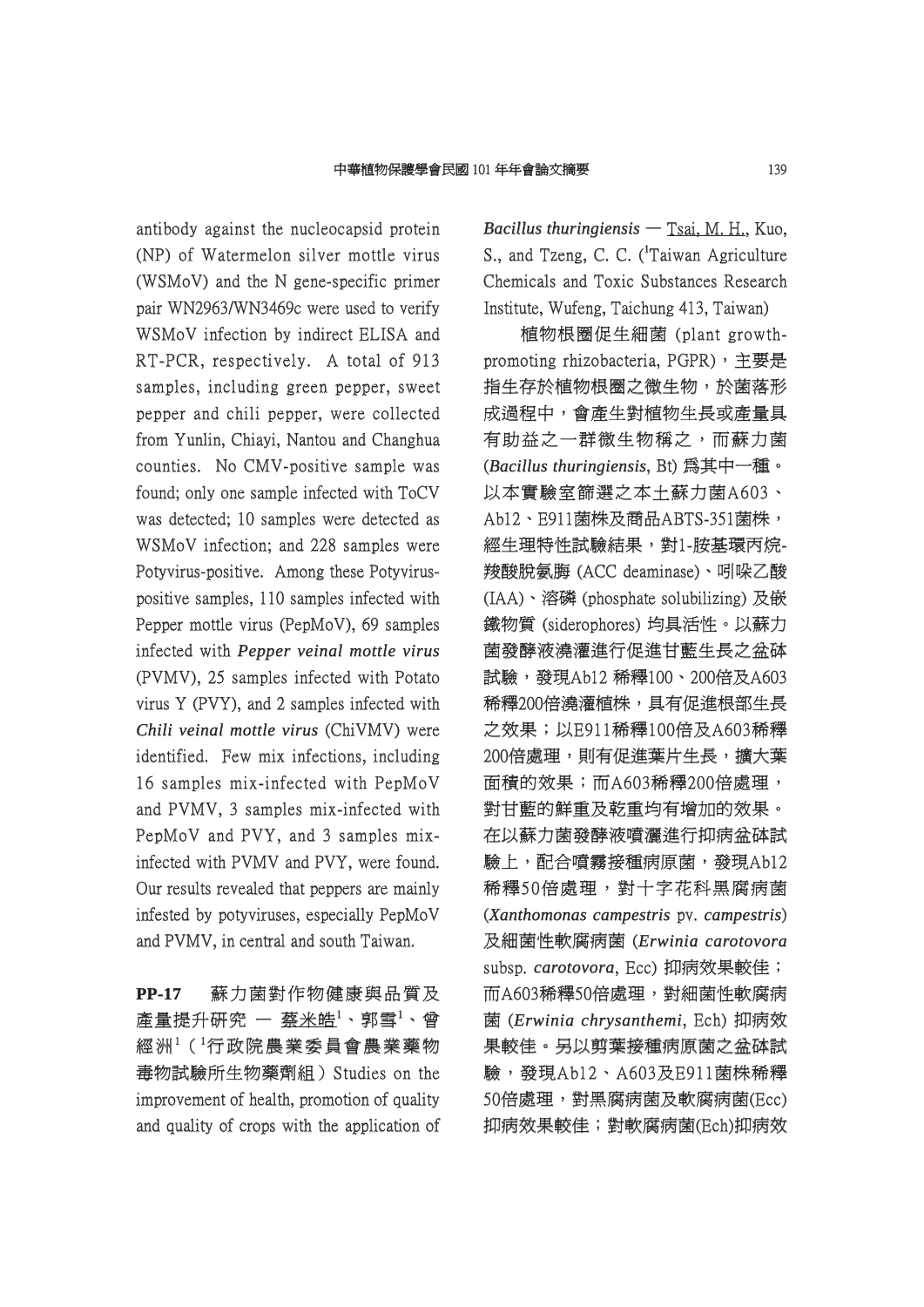antibody against the nucleocapsid protein (NP) of Watermelon silver mottle virus (WSMoV) and the N gene-specific primer pair WN2963/WN3469c were used to verify WSMoV infection by indirect ELISA and RT-PCR, respectively. A total of 913 samples, including green pepper, sweet pepper and chili pepper, were collected from Yunlin, Chiayi, Nantou and Changhua counties. No CMV-positive sample was found; only one sample infected with ToCV was detected; 10 samples were detected as WSMoV infection; and 228 samples were Potyvirus-positive. Among these Potyvirus-positive samples, 110 samples infected with Pepper mottle virus (PepMoV), 69 samples infected with ***Pepper veinal mottle virus*** (PVMV), 25 samples infected with Potato virus Y (PVY), and 2 samples infected with ***Chili veinal mottle virus*** (ChiVMV) were identified. Few mix infections, including 16 samples mix-infected with PepMoV and PVMV, 3 samples mix-infected with PepMoV and PVY, and 3 samples mix-infected with PVMV and PVY, were found. Our results revealed that peppers are mainly infested by potyviruses, especially PepMoV and PVMV, in central and south Taiwan.

**PP-17** 蘇力菌對作物健康與品質及產量提升研究 — 蔡米皓[1]、郭雪[1]、曾經洲[1]（[1]行政院農業委員會農業藥物毒物試驗所生物藥劑組）Studies on the improvement of health, promotion of quality and quality of crops with the application of ***Bacillus thuringiensis*** — Tsai, M. H., Kuo, S., and Tzeng, C. C. ([1]Taiwan Agriculture Chemicals and Toxic Substances Research Institute, Wufeng, Taichung 413, Taiwan)

植物根圈促生細菌 (plant growth-promoting rhizobacteria, PGPR)，主要是指生存於植物根圈之微生物，於菌落形成過程中，會產生對植物生長或產量具有助益之一群微生物稱之，而蘇力菌 (***Bacillus thuringiensis***, Bt) 為其中一種。以本實驗室篩選之本土蘇力菌A603、Ab12、E911菌株及商品ABTS-351菌株，經生理特性試驗結果，對1-胺基環丙烷-羧酸脫氨脢 (ACC deaminase)、吲哚乙酸 (IAA)、溶磷 (phosphate solubilizing) 及嵌鐵物質 (siderophores) 均具活性。以蘇力菌發酵液澆灌進行促進甘藍生長之盆砵試驗，發現Ab12 稀釋100、200倍及A603稀釋200倍澆灌植株，具有促進根部生長之效果；以E911稀釋100倍及A603稀釋200倍處理，則有促進葉片生長，擴大葉面積的效果；而A603稀釋200倍處理，對甘藍的鮮重及乾重均有增加的效果。在以蘇力菌發酵液噴灑進行抑病盆砵試驗上，配合噴霧接種病原菌，發現Ab12稀釋50倍處理，對十字花科黑腐病菌 (***Xanthomonas campestris*** pv. ***campestris***) 及細菌性軟腐病菌 (***Erwinia carotovora*** subsp. ***carotovora***, Ecc) 抑病效果較佳；而A603稀釋50倍處理，對細菌性軟腐病菌 (***Erwinia chrysanthemi***, Ech) 抑病效果較佳。另以剪葉接種病原菌之盆砵試驗，發現Ab12、A603及E911菌株稀釋50倍處理，對黑腐病菌及軟腐病菌(Ecc)抑病效果較佳；對軟腐病菌(Ech)抑病效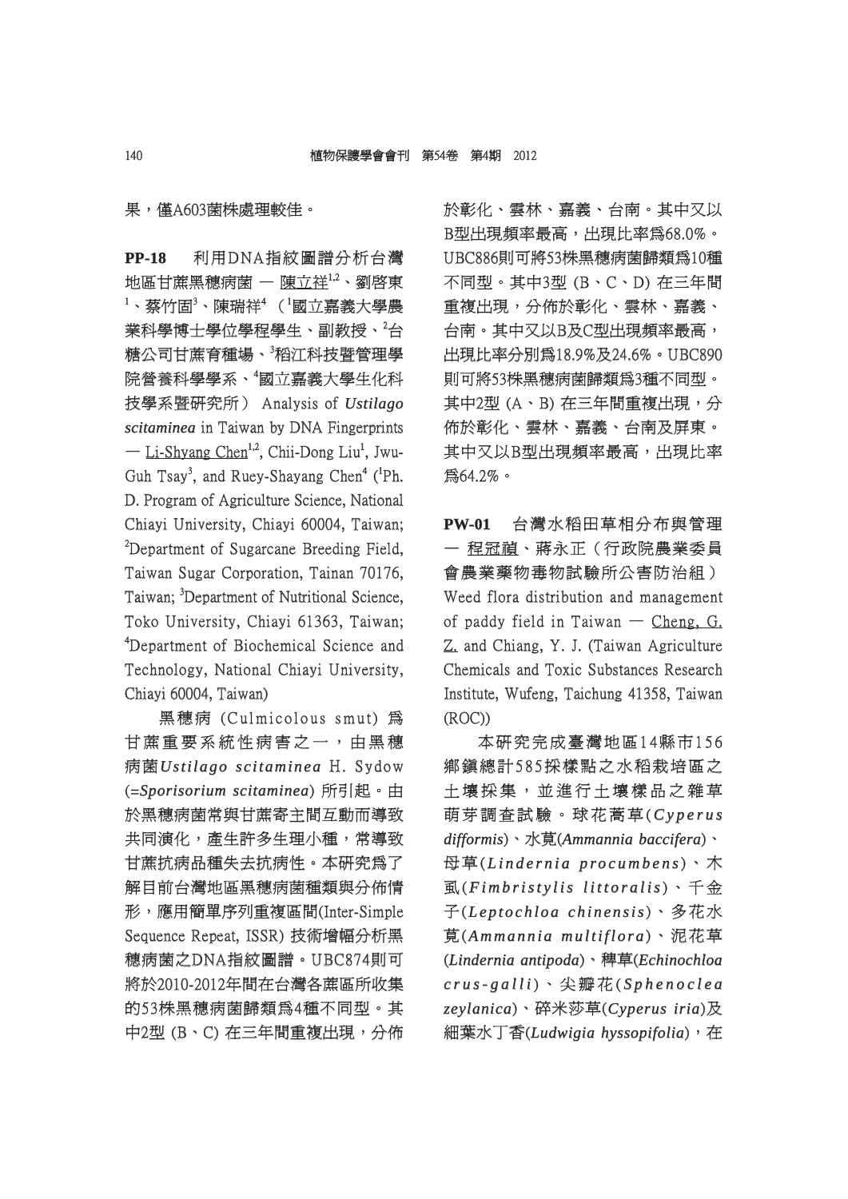果，僅A603菌株處理較佳。

**PP-18**　利用DNA指紋圖譜分析台灣地區甘蔗黑穗病菌 — 陳立祥[1,2]、劉啓東[1]、蔡竹固[3]、陳瑞祥[4]（[1]國立嘉義大學農業科學博士學位學程學生、副教授、[2]台糖公司甘蔗育種場、[3]稻江科技暨管理學院營養科學學系、[4]國立嘉義大學生化科技學系暨研究所） Analysis of ***Ustilago scitaminea*** in Taiwan by DNA Fingerprints — Li-Shyang Chen[1,2], Chii-Dong Liu[1], Jwu-Guh Tsay[3], and Ruey-Shayang Chen[4] ([1]Ph. D. Program of Agriculture Science, National Chiayi University, Chiayi 60004, Taiwan; [2]Department of Sugarcane Breeding Field, Taiwan Sugar Corporation, Tainan 70176, Taiwan; [3]Department of Nutritional Science, Toko University, Chiayi 61363, Taiwan; [4]Department of Biochemical Science and Technology, National Chiayi University, Chiayi 60004, Taiwan)

黑穗病 (Culmicolous smut) 為甘蔗重要系統性病害之一，由黑穗病菌***Ustilago scitaminea*** H. Sydow (=***Sporisorium scitaminea***) 所引起。由於黑穗病菌常與甘蔗寄主間互動而導致共同演化，產生許多生理小種，常導致甘蔗抗病品種失去抗病性。本研究為了解目前台灣地區黑穗病菌種類與分佈情形，應用簡單序列重複區間(Inter-Simple Sequence Repeat, ISSR) 技術增幅分析黑穗病菌之DNA指紋圖譜。UBC874則可將於2010-2012年間在台灣各蔗區所收集的53株黑穗病菌歸類為4種不同型。其中2型 (B、C) 在三年間重複出現，分佈於彰化、雲林、嘉義、台南。其中又以B型出現頻率最高，出現比率為68.0%。UBC886則可將53株黑穗病菌歸類為10種不同型。其中3型 (B、C、D) 在三年間重複出現，分佈於彰化、雲林、嘉義、台南。其中又以B及C型出現頻率最高，出現比率分別為18.9%及24.6%。UBC890則可將53株黑穗病菌歸類為3種不同型。其中2型 (A、B) 在三年間重複出現，分佈於彰化、雲林、嘉義、台南及屏東。其中又以B型出現頻率最高，出現比率為64.2%。

**PW-01**　台灣水稻田草相分布與管理 — 程冠禎、蔣永正（行政院農業委員會農業藥物毒物試驗所公害防治組） Weed flora distribution and management of paddy field in Taiwan — Cheng, G. Z. and Chiang, Y. J. (Taiwan Agriculture Chemicals and Toxic Substances Research Institute, Wufeng, Taichung 41358, Taiwan (ROC))

本研究完成臺灣地區14縣市156鄉鎮總計585採樣點之水稻栽培區之土壤採集，並進行土壤樣品之雜草萌芽調查試驗。球花蒿草(*Cyperus difformis*)、水莧(*Ammannia baccifera*)、母草(*Lindernia procumbens*)、木虱(*Fimbristylis littoralis*)、千金子(*Leptochloa chinensis*)、多花水莧(*Ammannia multiflora*)、泥花草(*Lindernia antipoda*)、稗草(*Echinochloa crus-galli*)、尖瓣花(*Sphenoclea zeylanica*)、碎米莎草(*Cyperus iria*)及細葉水丁香(*Ludwigia hyssopifolia*)，在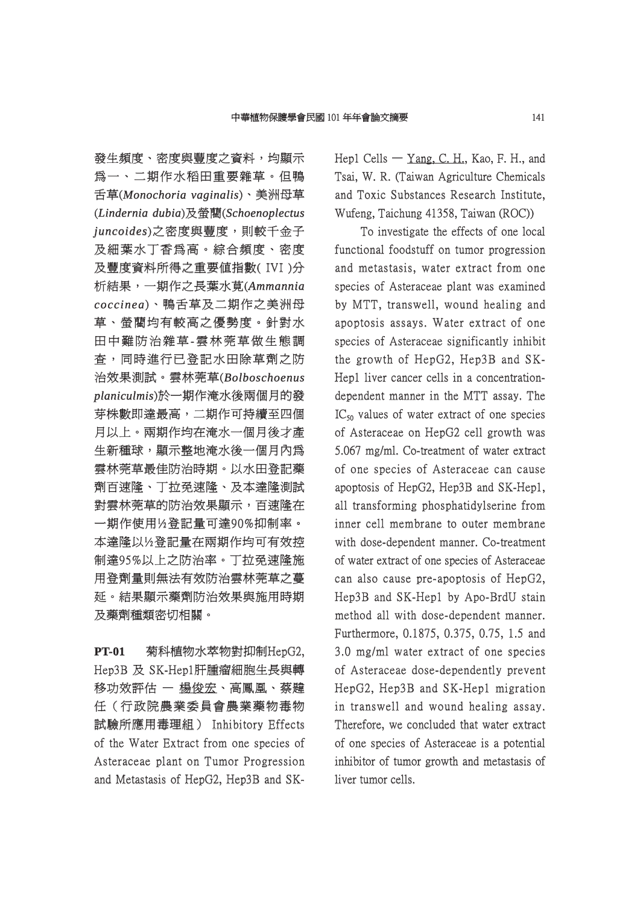發生頻度、密度與豐度之資料，均顯示爲一、二期作水稻田重要雜草。但鴨舌草(*Monochoria vaginalis*)、美洲母草(*Lindernia dubia*)及螢藺(*Schoenoplectus juncoides*)之密度與豐度，則較千金子及細葉水丁香爲高。綜合頻度、密度及豐度資料所得之重要值指數( IVI )分析結果，一期作之長葉水莧(*Ammannia coccinea*)、鴨舌草及二期作之美洲母草、螢藺均有較高之優勢度。針對水田中難防治雜草-雲林莞草做生態調查，同時進行已登記水田除草劑之防治效果測試。雲林莞草(*Bolboschoenus planiculmis*)於一期作淹水後兩個月的發芽株數即達最高，二期作可持續至四個月以上。兩期作均在淹水一個月後才產生新種球，顯示整地淹水後一個月內爲雲林莞草最佳防治時期。以水田登記藥劑百速隆、丁拉免速隆、及本達隆測試對雲林莞草的防治效果顯示，百速隆在一期作使用½登記量可達90%抑制率。本達隆以½登記量在兩期作均可有效控制達95%以上之防治率。丁拉免速隆施用登劑量則無法有效防治雲林莞草之蔓延。結果顯示藥劑防治效果與施用時期及藥劑種類密切相關。

**PT-01** 菊科植物水萃物對抑制HepG2, Hep3B 及 SK-Hep1肝腫瘤細胞生長與轉移功效評估 — 楊俊宏、高鳳凰、蔡韙任（行政院農業委員會農業藥物毒物試驗所應用毒理組） Inhibitory Effects of the Water Extract from one species of Asteraceae plant on Tumor Progression and Metastasis of HepG2, Hep3B and SK-Hep1 Cells — Yang, C. H., Kao, F. H., and Tsai, W. R. (Taiwan Agriculture Chemicals and Toxic Substances Research Institute, Wufeng, Taichung 41358, Taiwan (ROC))

To investigate the effects of one local functional foodstuff on tumor progression and metastasis, water extract from one species of Asteraceae plant was examined by MTT, transwell, wound healing and apoptosis assays. Water extract of one species of Asteraceae significantly inhibit the growth of HepG2, Hep3B and SK-Hep1 liver cancer cells in a concentration-dependent manner in the MTT assay. The $IC_{50}$ values of water extract of one species of Asteraceae on HepG2 cell growth was 5.067 mg/ml. Co-treatment of water extract of one species of Asteraceae can cause apoptosis of HepG2, Hep3B and SK-Hep1, all transforming phosphatidylserine from inner cell membrane to outer membrane with dose-dependent manner. Co-treatment of water extract of one species of Asteraceae can also cause pre-apoptosis of HepG2, Hep3B and SK-Hep1 by Apo-BrdU stain method all with dose-dependent manner. Furthermore, 0.1875, 0.375, 0.75, 1.5 and 3.0 mg/ml water extract of one species of Asteraceae dose-dependently prevent HepG2, Hep3B and SK-Hep1 migration in transwell and wound healing assay. Therefore, we concluded that water extract of one species of Asteraceae is a potential inhibitor of tumor growth and metastasis of liver tumor cells.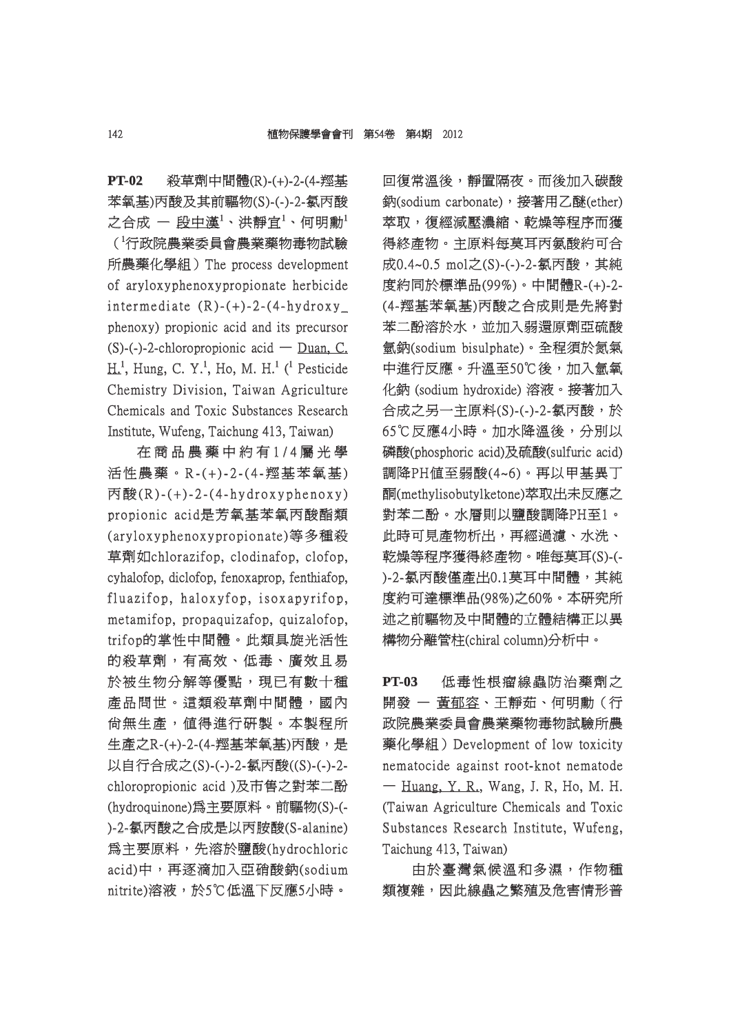**PT-02** 殺草劑中間體(R)-(+)-2-(4-羥基苯氧基)丙酸及其前驅物(S)-(-)-2-氯丙酸之合成 — 段中漢[1]、洪靜宜[1]、何明勳[1]（[1]行政院農業委員會農業藥物毒物試驗所農藥化學組）The process development of aryloxyphenoxypropionate herbicide intermediate (R)-(+)-2-(4-hydroxy_phenoxy) propionic acid and its precursor (S)-(-)-2-chloropropionic acid — Duan, C. H.[1], Hung, C. Y.[1], Ho, M. H.[1] ([1] Pesticide Chemistry Division, Taiwan Agriculture Chemicals and Toxic Substances Research Institute, Wufeng, Taichung 413, Taiwan)

在商品農藥中約有1/4屬光學活性農藥。R-(+)-2-(4-羥基苯氧基)丙酸(R)-(+)-2-(4-hydroxyphenoxy) propionic acid是芳氧基苯氧丙酸酯類(aryloxyphenoxypropionate)等多種殺草劑如chlorazifop, clodinafop, clofop, cyhalofop, diclofop, fenoxaprop, fenthiafop, fluazifop, haloxyfop, isoxapyrifop, metamifop, propaquizafop, quizalofop, trifop的掌性中間體。此類具旋光活性的殺草劑，有高效、低毒、廣效且易於被生物分解等優點，現已有數十種產品問世。這類殺草劑中間體，國內尚無生產，值得進行研製。本製程所生產之R-(+)-2-(4-羥基苯氧基)丙酸，是以自行合成之(S)-(-)-2-氯丙酸((S)-(-)-2-chloropropionic acid )及市售之對苯二酚(hydroquinone)為主要原料。前驅物(S)-(-)-2-氯丙酸之合成是以丙胺酸(S-alanine)為主要原料，先溶於鹽酸(hydrochloric acid)中，再逐滴加入亞硝酸鈉(sodium nitrite)溶液，於5℃低溫下反應5小時。回復常溫後，靜置隔夜。而後加入碳酸鈉(sodium carbonate)，接著用乙醚(ether)萃取，復經減壓濃縮、乾燥等程序而獲得終產物。主原料每莫耳丙氨酸約可合成0.4~0.5 mol之(S)-(-)-2-氯丙酸，其純度約同於標準品(99%)。中間體R-(+)-2-(4-羥基苯氧基)丙酸之合成則是先將對苯二酚溶於水，並加入弱還原劑亞硫酸氫鈉(sodium bisulphate)。全程須於氮氣中進行反應。升溫至50℃後，加入氫氧化鈉 (sodium hydroxide) 溶液。接著加入合成之另一主原料(S)-(-)-2-氯丙酸，於65℃反應4小時。加水降溫後，分別以磷酸(phosphoric acid)及硫酸(sulfuric acid)調降PH值至弱酸(4~6)。再以甲基異丁酮(methylisobutylketone)萃取出未反應之對苯二酚。水層則以鹽酸調降PH至1。此時可見產物析出，再經過濾、水洗、乾燥等程序獲得終產物。唯每莫耳(S)-(-)-2-氯丙酸僅產出0.1莫耳中間體，其純度約可達標準品(98%)之60%。本研究所述之前驅物及中間體的立體結構正以異構物分離管柱(chiral column)分析中。

**PT-03** 低毒性根瘤線蟲防治藥劑之開發 — 黃郁容、王靜茹、何明勳（行政院農業委員會農業藥物毒物試驗所農藥化學組）Development of low toxicity nematocide against root-knot nematode — Huang, Y. R., Wang, J. R, Ho, M. H. (Taiwan Agriculture Chemicals and Toxic Substances Research Institute, Wufeng, Taichung 413, Taiwan)

由於臺灣氣候溫和多濕，作物種類複雜，因此線蟲之繁殖及危害情形普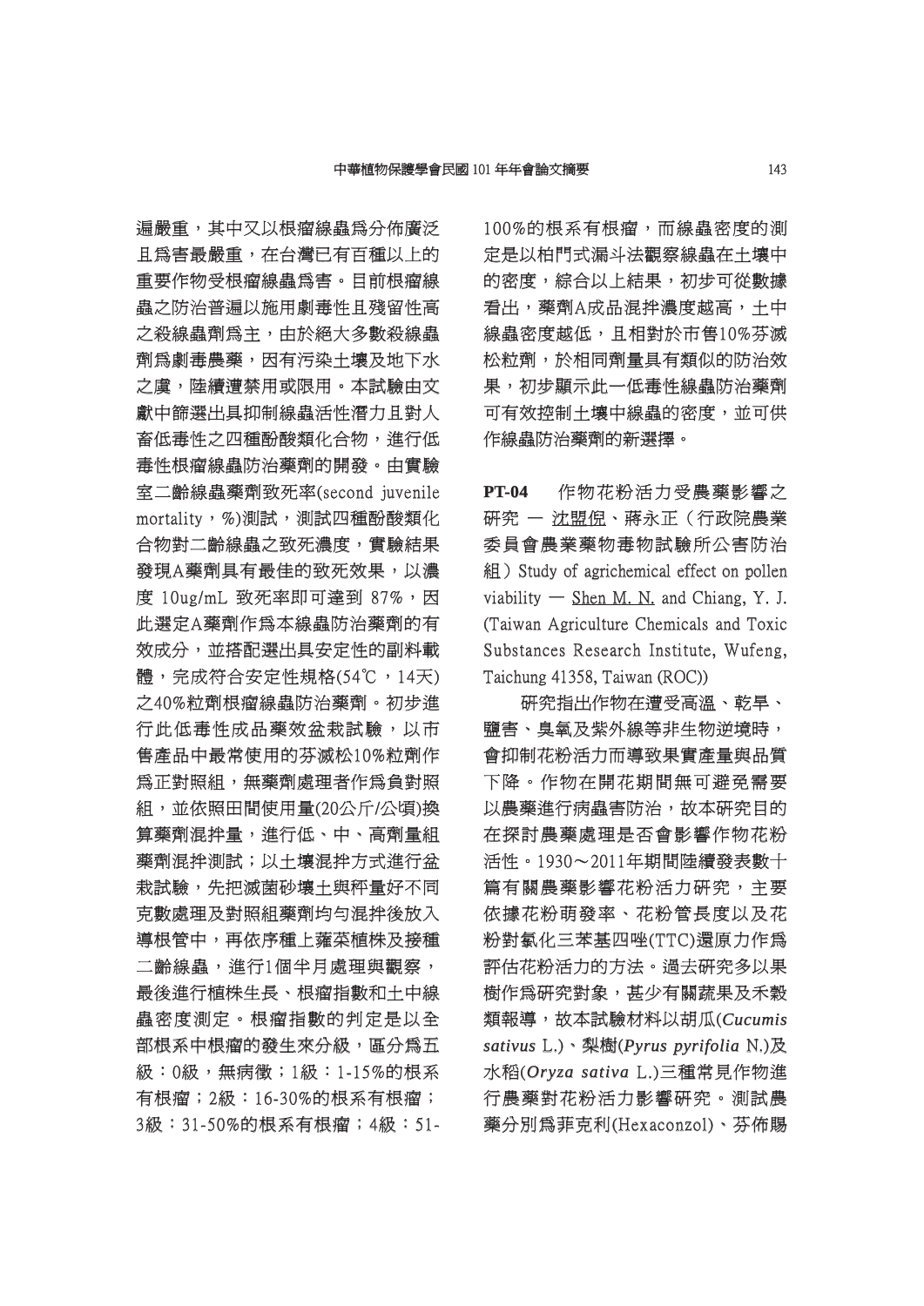遍嚴重，其中又以根瘤線蟲爲分佈廣泛且爲害最嚴重，在台灣已有百種以上的重要作物受根瘤線蟲爲害。目前根瘤線蟲之防治普遍以施用劇毒性且殘留性高之殺線蟲劑爲主，由於絕大多數殺線蟲劑爲劇毒農藥，因有污染土壤及地下水之虞，陸續遭禁用或限用。本試驗由文獻中篩選出具抑制線蟲活性潛力且對人畜低毒性之四種酚酸類化合物，進行低毒性根瘤線蟲防治藥劑的開發。由實驗室二齡線蟲藥劑致死率(second juvenile mortality，%)測試，測試四種酚酸類化合物對二齡線蟲之致死濃度，實驗結果發現A藥劑具有最佳的致死效果，以濃度 10ug/mL 致死率即可達到 87%，因此選定A藥劑作爲本線蟲防治藥劑的有效成分，並搭配選出具安定性的副料載體，完成符合安定性規格(54℃，14天)之40%粒劑根瘤線蟲防治藥劑。初步進行此低毒性成品藥效盆栽試驗，以市售產品中最常使用的芬滅松10%粒劑作爲正對照組，無藥劑處理者作爲負對照組，並依照田間使用量(20公斤/公頃)換算藥劑混拌量，進行低、中、高劑量組藥劑混拌測試；以土壤混拌方式進行盆栽試驗，先把滅菌砂壤土與秤量好不同克數處理及對照組藥劑均勻混拌後放入導根管中，再依序種上蕹菜植株及接種二齡線蟲，進行1個半月處理與觀察，最後進行植株生長、根瘤指數和土中線蟲密度測定。根瘤指數的判定是以全部根系中根瘤的發生來分級，區分爲五級：0級，無病徵；1級：1-15%的根系有根瘤；2級：16-30%的根系有根瘤；3級：31-50%的根系有根瘤；4級：51-100%的根系有根瘤，而線蟲密度的測定是以柏門式漏斗法觀察線蟲在土壤中的密度，綜合以上結果，初步可從數據看出，藥劑A成品混拌濃度越高，土中線蟲密度越低，且相對於市售10%芬滅松粒劑，於相同劑量具有類似的防治效果，初步顯示此一低毒性線蟲防治藥劑可有效控制土壤中線蟲的密度，並可供作線蟲防治藥劑的新選擇。

**PT-04** 作物花粉活力受農藥影響之研究 — 沈盟倪、蔣永正（行政院農業委員會農業藥物毒物試驗所公害防治組）Study of agrichemical effect on pollen viability — Shen M. N. and Chiang, Y. J. (Taiwan Agriculture Chemicals and Toxic Substances Research Institute, Wufeng, Taichung 41358, Taiwan (ROC))

研究指出作物在遭受高溫、乾旱、鹽害、臭氧及紫外線等非生物逆境時，會抑制花粉活力而導致果實產量與品質下降。作物在開花期間無可避免需要以農藥進行病蟲害防治，故本研究目的在探討農藥處理是否會影響作物花粉活性。1930～2011年期間陸續發表數十篇有關農藥影響花粉活力研究，主要依據花粉萌發率、花粉管長度以及花粉對氯化三苯基四唑(TTC)還原力作爲評估花粉活力的方法。過去研究多以果樹作爲研究對象，甚少有關蔬果及禾穀類報導，故本試驗材料以胡瓜(*Cucumis sativus* L.)、梨樹(*Pyrus pyrifolia* N.)及水稻(*Oryza sativa* L.)三種常見作物進行農藥對花粉活力影響研究。測試農藥分別爲菲克利(Hexaconzol)、芬佈賜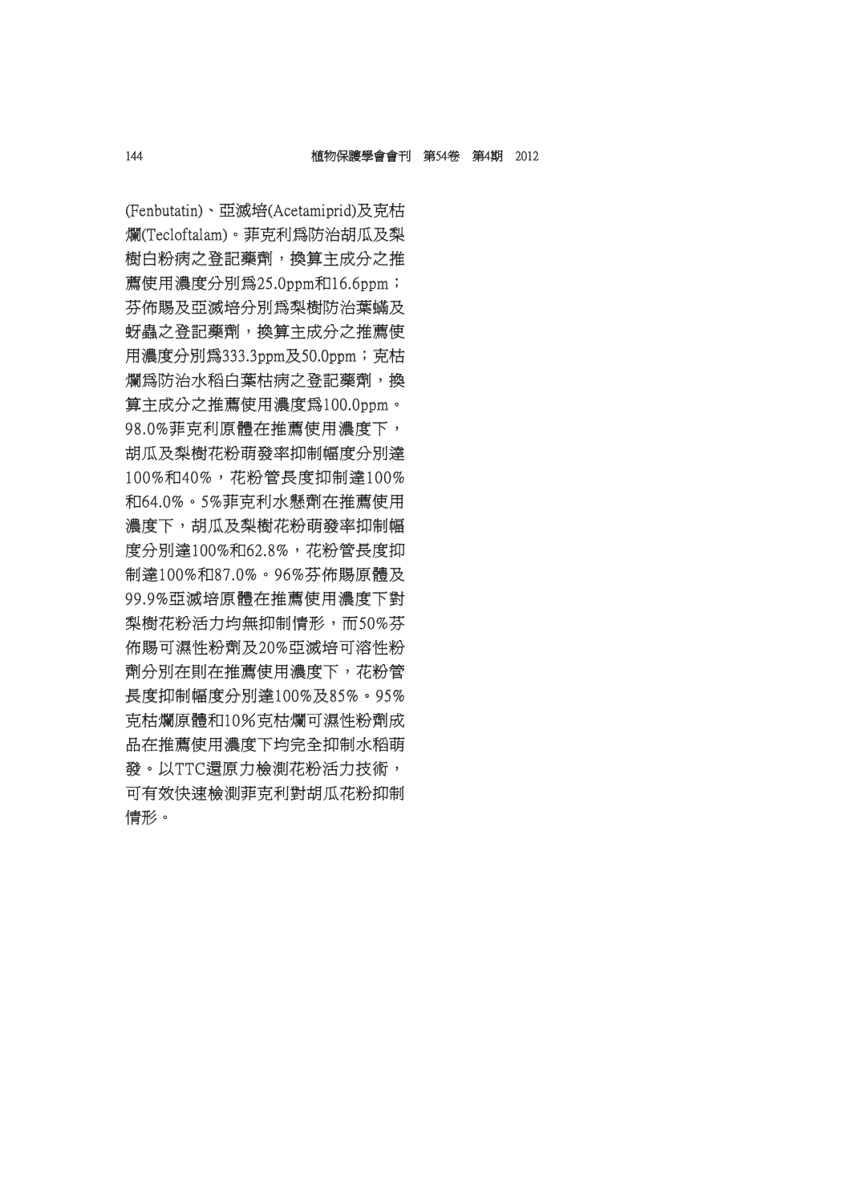(Fenbutatin)、亞滅培(Acetamiprid)及克枯爛(Tecloftalam)。菲克利爲防治胡瓜及梨樹白粉病之登記藥劑，換算主成分之推薦使用濃度分別爲25.0ppm和16.6ppm；芬佈賜及亞滅培分別爲梨樹防治葉蟎及蚜蟲之登記藥劑，換算主成分之推薦使用濃度分別爲333.3ppm及50.0ppm；克枯爛爲防治水稻白葉枯病之登記藥劑，換算主成分之推薦使用濃度爲100.0ppm。98.0%菲克利原體在推薦使用濃度下，胡瓜及梨樹花粉萌發率抑制幅度分別達100%和40%，花粉管長度抑制達100%和64.0%。5%菲克利水懸劑在推薦使用濃度下，胡瓜及梨樹花粉萌發率抑制幅度分別達100%和62.8%，花粉管長度抑制達100%和87.0%。96%芬佈賜原體及99.9%亞滅培原體在推薦使用濃度下對梨樹花粉活力均無抑制情形，而50%芬佈賜可濕性粉劑及20%亞滅培可溶性粉劑分別在則在推薦使用濃度下，花粉管長度抑制幅度分別達100%及85%。95%克枯爛原體和10%克枯爛可濕性粉劑成品在推薦使用濃度下均完全抑制水稻萌發。以TTC還原力檢測花粉活力技術，可有效快速檢測菲克利對胡瓜花粉抑制情形。